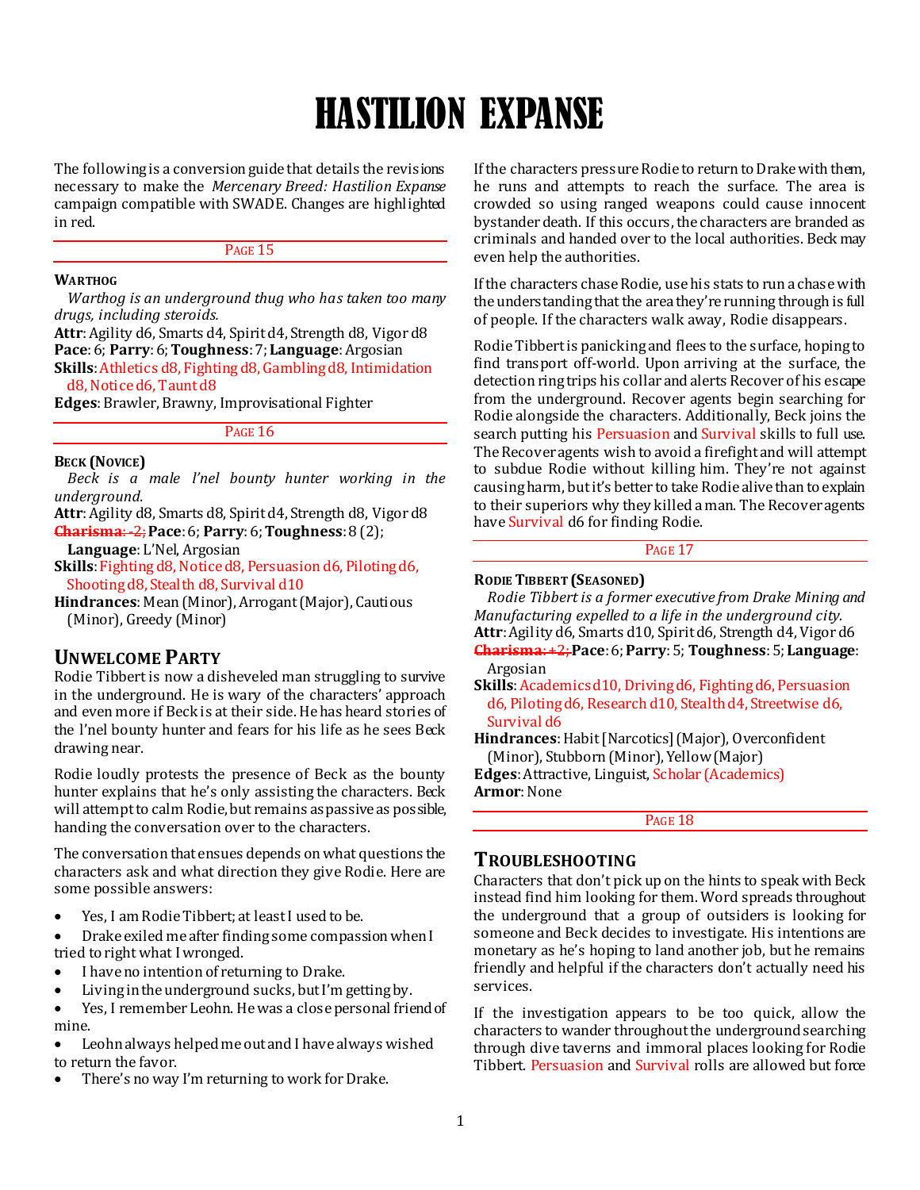# HASTILION EXPANSE

The following is a conversion guide that details the revisions necessary to make the *Mercenary Breed: Hastilion Expanse* campaign compatible with SWADE. Changes are highlighted in red.

PAGE 15

**WARTHOG**

*Warthog is an underground thug who has taken too many drugs, including steroids.*

**Attr**: Agility d6, Smarts d4, Spirit d4, Strength d8, Vigor d8
**Pace**: 6; **Parry**: 6; **Toughness**: 7; **Language**: Argosian
**Skills**: Athletics d8, Fighting d8, Gambling d8, Intimidation d8, Notice d6, Taunt d8
**Edges**: Brawler, Brawny, Improvisational Fighter

PAGE 16

**BECK (NOVICE)**

*Beck is a male l'nel bounty hunter working in the underground.*

**Attr**: Agility d8, Smarts d8, Spirit d4, Strength d8, Vigor d8
~~**Charisma**: -2;~~ **Pace**: 6; **Parry**: 6; **Toughness**: 8 (2); **Language**: L'Nel, Argosian
**Skills**: Fighting d8, Notice d8, Persuasion d6, Piloting d6, Shooting d8, Stealth d8, Survival d10
**Hindrances**: Mean (Minor), Arrogant (Major), Cautious (Minor), Greedy (Minor)

## UNWELCOME PARTY

Rodie Tibbert is now a disheveled man struggling to survive in the underground. He is wary of the characters' approach and even more if Beck is at their side. He has heard stories of the l'nel bounty hunter and fears for his life as he sees Beck drawing near.

Rodie loudly protests the presence of Beck as the bounty hunter explains that he's only assisting the characters. Beck will attempt to calm Rodie, but remains as passive as possible, handing the conversation over to the characters.

The conversation that ensues depends on what questions the characters ask and what direction they give Rodie. Here are some possible answers:

- Yes, I am Rodie Tibbert; at least I used to be.
- Drake exiled me after finding some compassion when I tried to right what I wronged.
- I have no intention of returning to Drake.
- Living in the underground sucks, but I'm getting by.
- Yes, I remember Leohn. He was a close personal friend of mine.
- Leohn always helped me out and I have always wished to return the favor.
- There's no way I'm returning to work for Drake.

If the characters pressure Rodie to return to Drake with them, he runs and attempts to reach the surface. The area is crowded so using ranged weapons could cause innocent bystander death. If this occurs, the characters are branded as criminals and handed over to the local authorities. Beck may even help the authorities.

If the characters chase Rodie, use his stats to run a chase with the understanding that the area they're running through is full of people. If the characters walk away, Rodie disappears.

Rodie Tibbert is panicking and flees to the surface, hoping to find transport off-world. Upon arriving at the surface, the detection ring trips his collar and alerts Recover of his escape from the underground. Recover agents begin searching for Rodie alongside the characters. Additionally, Beck joins the search putting his Persuasion and Survival skills to full use. The Recover agents wish to avoid a firefight and will attempt to subdue Rodie without killing him. They're not against causing harm, but it's better to take Rodie alive than to explain to their superiors why they killed a man. The Recover agents have Survival d6 for finding Rodie.

PAGE 17

**RODIE TIBBERT (SEASONED)**

*Rodie Tibbert is a former executive from Drake Mining and Manufacturing expelled to a life in the underground city.*

**Attr**: Agility d6, Smarts d10, Spirit d6, Strength d4, Vigor d6
~~**Charisma**: +2;~~ **Pace**: 6; **Parry**: 5; **Toughness**: 5; **Language**: Argosian
**Skills**: Academics d10, Driving d6, Fighting d6, Persuasion d6, Piloting d6, Research d10, Stealth d4, Streetwise d6, Survival d6
**Hindrances**: Habit [Narcotics] (Major), Overconfident (Minor), Stubborn (Minor), Yellow (Major)
**Edges**: Attractive, Linguist, Scholar (Academics)
**Armor**: None

PAGE 18

## TROUBLESHOOTING

Characters that don't pick up on the hints to speak with Beck instead find him looking for them. Word spreads throughout the underground that a group of outsiders is looking for someone and Beck decides to investigate. His intentions are monetary as he's hoping to land another job, but he remains friendly and helpful if the characters don't actually need his services.

If the investigation appears to be too quick, allow the characters to wander throughout the underground searching through dive taverns and immoral places looking for Rodie Tibbert. Persuasion and Survival rolls are allowed but force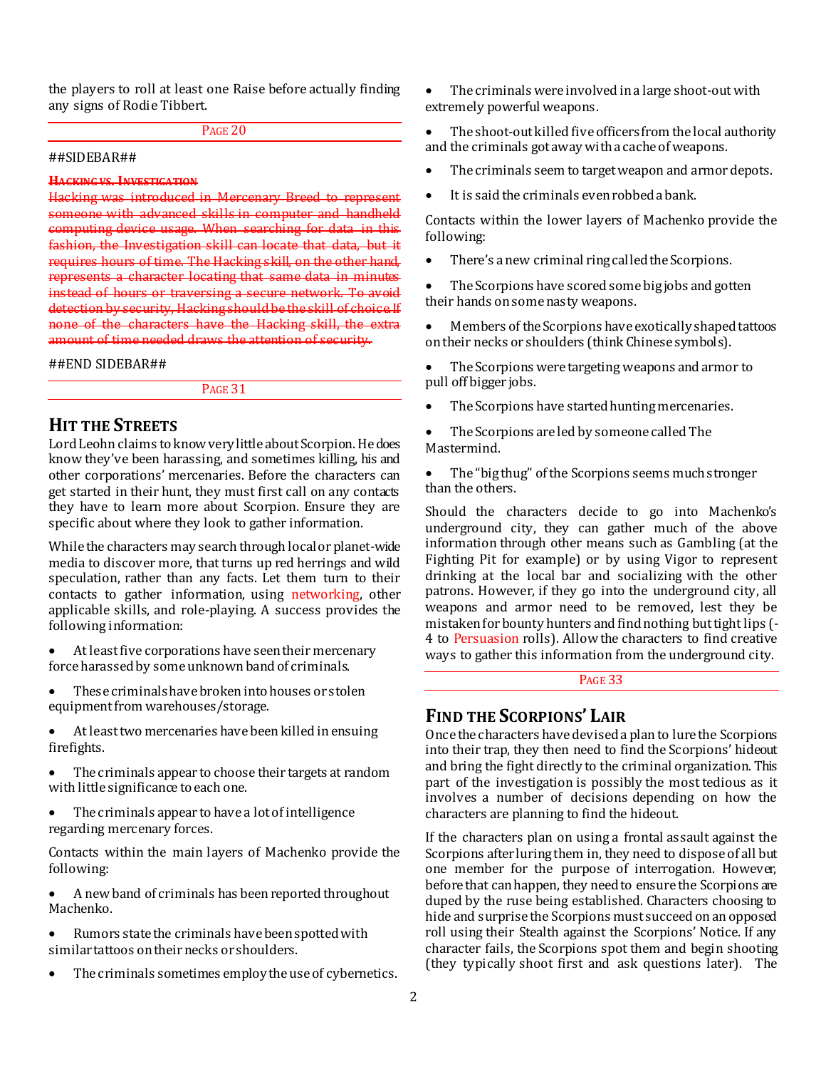the players to roll at least one Raise before actually finding any signs of Rodie Tibbert.

PAGE 20

##SIDEBAR##

~~**HACKING VS. INVESTIGATION**~~

~~Hacking was introduced in Mercenary Breed to represent someone with advanced skills in computer and handheld computing device usage. When searching for data in this fashion, the Investigation skill can locate that data, but it requires hours of time. The Hacking skill, on the other hand, represents a character locating that same data in minutes instead of hours or traversing a secure network. To avoid detection by security, Hacking should be the skill of choice If none of the characters have the Hacking skill, the extra amount of time needed draws the attention of security.~~

##END SIDEBAR##

PAGE 31

## HIT THE STREETS

Lord Leohn claims to know very little about Scorpion. He does know they've been harassing, and sometimes killing, his and other corporations' mercenaries. Before the characters can get started in their hunt, they must first call on any contacts they have to learn more about Scorpion. Ensure they are specific about where they look to gather information.

While the characters may search through local or planet-wide media to discover more, that turns up red herrings and wild speculation, rather than any facts. Let them turn to their contacts to gather information, using networking, other applicable skills, and role-playing. A success provides the following information:

- At least five corporations have seen their mercenary force harassed by some unknown band of criminals.
- These criminals have broken into houses or stolen equipment from warehouses/storage.
- At least two mercenaries have been killed in ensuing firefights.
- The criminals appear to choose their targets at random with little significance to each one.
- The criminals appear to have a lot of intelligence regarding mercenary forces.

Contacts within the main layers of Machenko provide the following:

- A new band of criminals has been reported throughout Machenko.
- Rumors state the criminals have been spotted with similar tattoos on their necks or shoulders.
- The criminals sometimes employ the use of cybernetics.
- The criminals were involved in a large shoot-out with extremely powerful weapons.
- The shoot-out killed five officers from the local authority and the criminals got away with a cache of weapons.
- The criminals seem to target weapon and armor depots.
- It is said the criminals even robbed a bank.

Contacts within the lower layers of Machenko provide the following:

- There's a new criminal ring called the Scorpions.
- The Scorpions have scored some big jobs and gotten their hands on some nasty weapons.
- Members of the Scorpions have exotically shaped tattoos on their necks or shoulders (think Chinese symbols).
- The Scorpions were targeting weapons and armor to pull off bigger jobs.
- The Scorpions have started hunting mercenaries.
- The Scorpions are led by someone called The Mastermind.
- The "big thug" of the Scorpions seems much stronger than the others.

Should the characters decide to go into Machenko's underground city, they can gather much of the above information through other means such as Gambling (at the Fighting Pit for example) or by using Vigor to represent drinking at the local bar and socializing with the other patrons. However, if they go into the underground city, all weapons and armor need to be removed, lest they be mistaken for bounty hunters and find nothing but tight lips (-4 to Persuasion rolls). Allow the characters to find creative ways to gather this information from the underground city.

PAGE 33

## FIND THE SCORPIONS' LAIR

Once the characters have devised a plan to lure the Scorpions into their trap, they then need to find the Scorpions' hideout and bring the fight directly to the criminal organization. This part of the investigation is possibly the most tedious as it involves a number of decisions depending on how the characters are planning to find the hideout.

If the characters plan on using a frontal assault against the Scorpions after luring them in, they need to dispose of all but one member for the purpose of interrogation. However, before that can happen, they need to ensure the Scorpions are duped by the ruse being established. Characters choosing to hide and surprise the Scorpions must succeed on an opposed roll using their Stealth against the Scorpions' Notice. If any character fails, the Scorpions spot them and begin shooting (they typically shoot first and ask questions later). The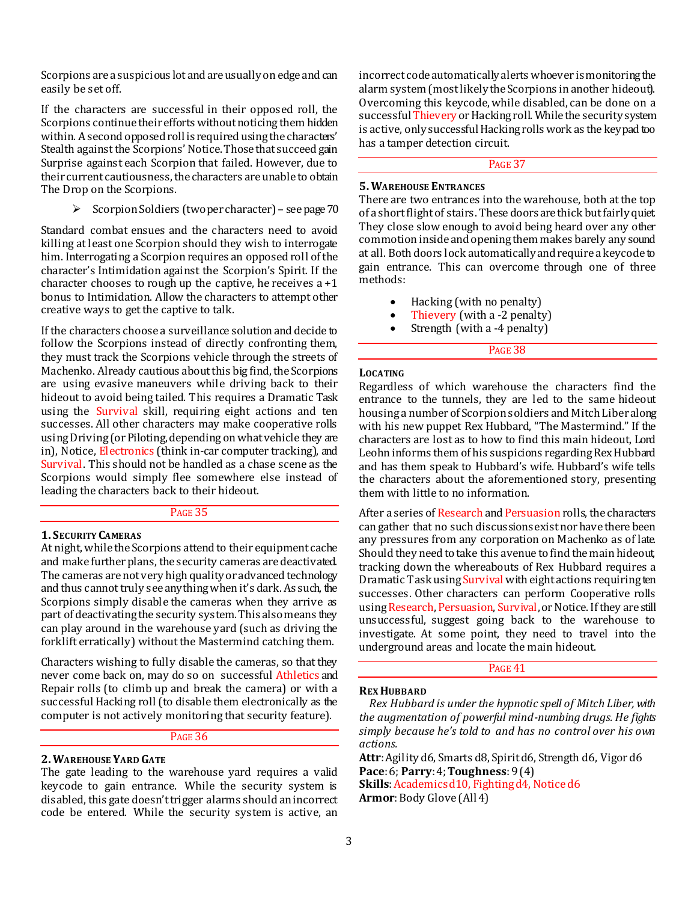Scorpions are a suspicious lot and are usually on edge and can easily be set off.

If the characters are successful in their opposed roll, the Scorpions continue their efforts without noticing them hidden within. A second opposed roll is required using the characters' Stealth against the Scorpions' Notice. Those that succeed gain Surprise against each Scorpion that failed. However, due to their current cautiousness, the characters are unable to obtain The Drop on the Scorpions.

- Scorpion Soldiers (two per character) – see page 70

Standard combat ensues and the characters need to avoid killing at least one Scorpion should they wish to interrogate him. Interrogating a Scorpion requires an opposed roll of the character's Intimidation against the Scorpion's Spirit. If the character chooses to rough up the captive, he receives a +1 bonus to Intimidation. Allow the characters to attempt other creative ways to get the captive to talk.

If the characters choose a surveillance solution and decide to follow the Scorpions instead of directly confronting them, they must track the Scorpions vehicle through the streets of Machenko. Already cautious about this big find, the Scorpions are using evasive maneuvers while driving back to their hideout to avoid being tailed. This requires a Dramatic Task using the Survival skill, requiring eight actions and ten successes. All other characters may make cooperative rolls using Driving (or Piloting, depending on what vehicle they are in), Notice, Electronics (think in-car computer tracking), and Survival. This should not be handled as a chase scene as the Scorpions would simply flee somewhere else instead of leading the characters back to their hideout.

PAGE 35

### 1. Security Cameras

At night, while the Scorpions attend to their equipment cache and make further plans, the security cameras are deactivated. The cameras are not very high quality or advanced technology and thus cannot truly see anything when it's dark. As such, the Scorpions simply disable the cameras when they arrive as part of deactivating the security system. This also means they can play around in the warehouse yard (such as driving the forklift erratically) without the Mastermind catching them.

Characters wishing to fully disable the cameras, so that they never come back on, may do so on successful Athletics and Repair rolls (to climb up and break the camera) or with a successful Hacking roll (to disable them electronically as the computer is not actively monitoring that security feature).

PAGE 36

### 2. Warehouse Yard Gate

The gate leading to the warehouse yard requires a valid keycode to gain entrance. While the security system is disabled, this gate doesn't trigger alarms should an incorrect code be entered. While the security system is active, an incorrect code automatically alerts whoever is monitoring the alarm system (most likely the Scorpions in another hideout). Overcoming this keycode, while disabled, can be done on a successful Thievery or Hacking roll. While the security system is active, only successful Hacking rolls work as the keypad too has a tamper detection circuit.

PAGE 37

### 5. Warehouse Entrances

There are two entrances into the warehouse, both at the top of a short flight of stairs. These doors are thick but fairly quiet. They close slow enough to avoid being heard over any other commotion inside and opening them makes barely any sound at all. Both doors lock automatically and require a keycode to gain entrance. This can overcome through one of three methods:

- Hacking (with no penalty)
- Thievery (with a -2 penalty)
- Strength (with a -4 penalty)

PAGE 38

### Locating

Regardless of which warehouse the characters find the entrance to the tunnels, they are led to the same hideout housing a number of Scorpion soldiers and Mitch Liber along with his new puppet Rex Hubbard, "The Mastermind." If the characters are lost as to how to find this main hideout, Lord Leohn informs them of his suspicions regarding Rex Hubbard and has them speak to Hubbard's wife. Hubbard's wife tells the characters about the aforementioned story, presenting them with little to no information.

After a series of Research and Persuasion rolls, the characters can gather that no such discussions exist nor have there been any pressures from any corporation on Machenko as of late. Should they need to take this avenue to find the main hideout, tracking down the whereabouts of Rex Hubbard requires a Dramatic Task using Survival with eight actions requiring ten successes. Other characters can perform Cooperative rolls using Research, Persuasion, Survival, or Notice. If they are still unsuccessful, suggest going back to the warehouse to investigate. At some point, they need to travel into the underground areas and locate the main hideout.

PAGE 41

### Rex Hubbard

*Rex Hubbard is under the hypnotic spell of Mitch Liber, with the augmentation of powerful mind-numbing drugs. He fights simply because he's told to and has no control over his own actions.*

**Attr**: Agility d6, Smarts d8, Spirit d6, Strength d6, Vigor d6
**Pace**: 6; **Parry**: 4; **Toughness**: 9 (4)
**Skills**: Academics d10, Fighting d4, Notice d6
**Armor**: Body Glove (All 4)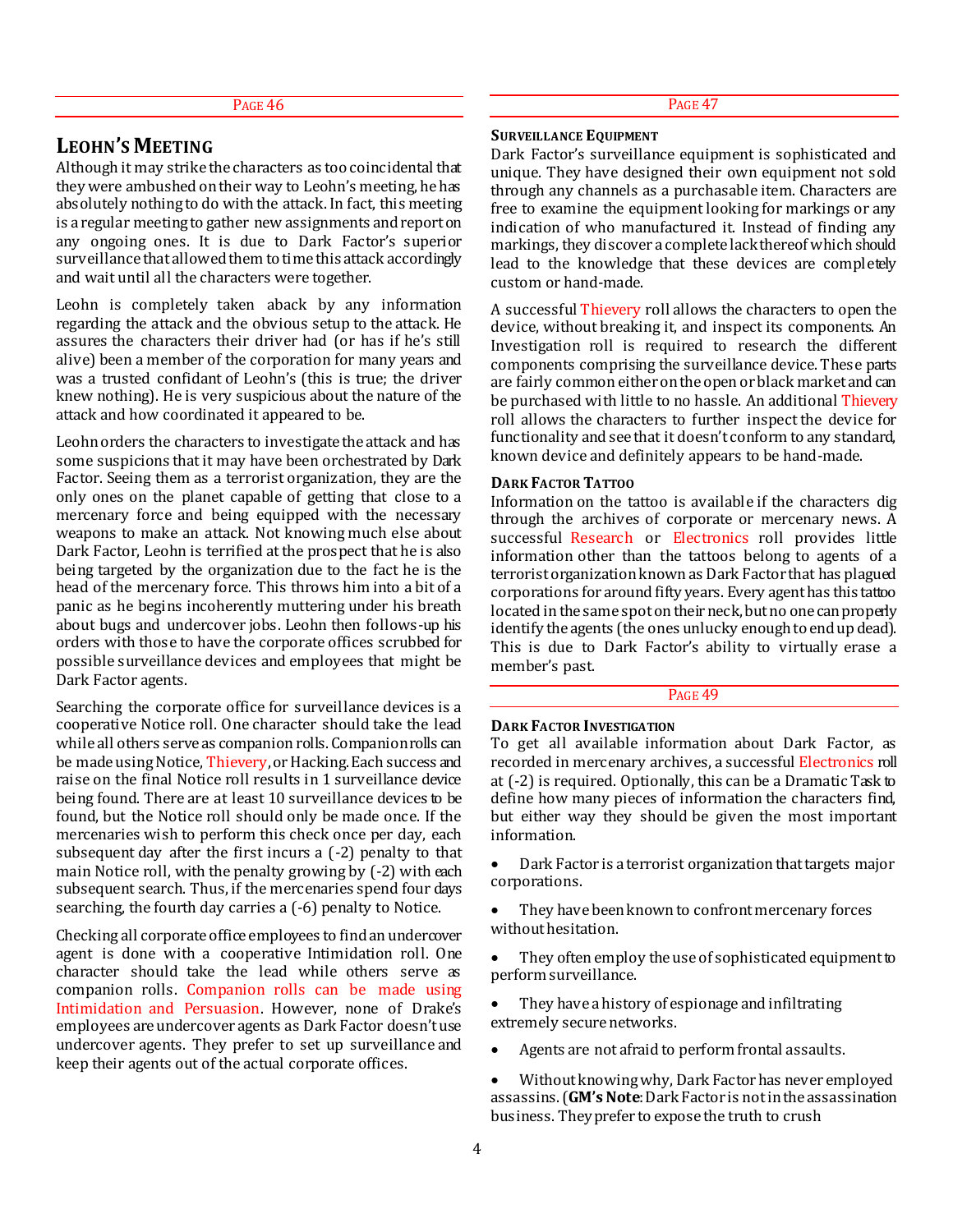PAGE 46

## LEOHN'S MEETING

Although it may strike the characters as too coincidental that they were ambushed on their way to Leohn's meeting, he has absolutely nothing to do with the attack. In fact, this meeting is a regular meeting to gather new assignments and report on any ongoing ones. It is due to Dark Factor's superior surveillance that allowed them to time this attack accordingly and wait until all the characters were together.

Leohn is completely taken aback by any information regarding the attack and the obvious setup to the attack. He assures the characters their driver had (or has if he's still alive) been a member of the corporation for many years and was a trusted confidant of Leohn's (this is true; the driver knew nothing). He is very suspicious about the nature of the attack and how coordinated it appeared to be.

Leohn orders the characters to investigate the attack and has some suspicions that it may have been orchestrated by Dark Factor. Seeing them as a terrorist organization, they are the only ones on the planet capable of getting that close to a mercenary force and being equipped with the necessary weapons to make an attack. Not knowing much else about Dark Factor, Leohn is terrified at the prospect that he is also being targeted by the organization due to the fact he is the head of the mercenary force. This throws him into a bit of a panic as he begins incoherently muttering under his breath about bugs and undercover jobs. Leohn then follows-up his orders with those to have the corporate offices scrubbed for possible surveillance devices and employees that might be Dark Factor agents.

Searching the corporate office for surveillance devices is a cooperative Notice roll. One character should take the lead while all others serve as companion rolls. Companion rolls can be made using Notice, Thievery, or Hacking. Each success and raise on the final Notice roll results in 1 surveillance device being found. There are at least 10 surveillance devices to be found, but the Notice roll should only be made once. If the mercenaries wish to perform this check once per day, each subsequent day after the first incurs a (-2) penalty to that main Notice roll, with the penalty growing by (-2) with each subsequent search. Thus, if the mercenaries spend four days searching, the fourth day carries a (-6) penalty to Notice.

Checking all corporate office employees to find an undercover agent is done with a cooperative Intimidation roll. One character should take the lead while others serve as companion rolls. Companion rolls can be made using Intimidation and Persuasion. However, none of Drake's employees are undercover agents as Dark Factor doesn't use undercover agents. They prefer to set up surveillance and keep their agents out of the actual corporate offices.

PAGE 47

### SURVEILLANCE EQUIPMENT

Dark Factor's surveillance equipment is sophisticated and unique. They have designed their own equipment not sold through any channels as a purchasable item. Characters are free to examine the equipment looking for markings or any indication of who manufactured it. Instead of finding any markings, they discover a complete lack thereof which should lead to the knowledge that these devices are completely custom or hand-made.

A successful Thievery roll allows the characters to open the device, without breaking it, and inspect its components. An Investigation roll is required to research the different components comprising the surveillance device. These parts are fairly common either on the open or black market and can be purchased with little to no hassle. An additional Thievery roll allows the characters to further inspect the device for functionality and see that it doesn't conform to any standard, known device and definitely appears to be hand-made.

### DARK FACTOR TATTOO

Information on the tattoo is available if the characters dig through the archives of corporate or mercenary news. A successful Research or Electronics roll provides little information other than the tattoos belong to agents of a terrorist organization known as Dark Factor that has plagued corporations for around fifty years. Every agent has this tattoo located in the same spot on their neck, but no one can properly identify the agents (the ones unlucky enough to end up dead). This is due to Dark Factor's ability to virtually erase a member's past.

PAGE 49

### DARK FACTOR INVESTIGATION

To get all available information about Dark Factor, as recorded in mercenary archives, a successful Electronics roll at (-2) is required. Optionally, this can be a Dramatic Task to define how many pieces of information the characters find, but either way they should be given the most important information.

- Dark Factor is a terrorist organization that targets major corporations.
- They have been known to confront mercenary forces without hesitation.
- They often employ the use of sophisticated equipment to perform surveillance.
- They have a history of espionage and infiltrating extremely secure networks.
- Agents are not afraid to perform frontal assaults.
- Without knowing why, Dark Factor has never employed assassins. (**GM's Note**: Dark Factor is not in the assassination business. They prefer to expose the truth to crush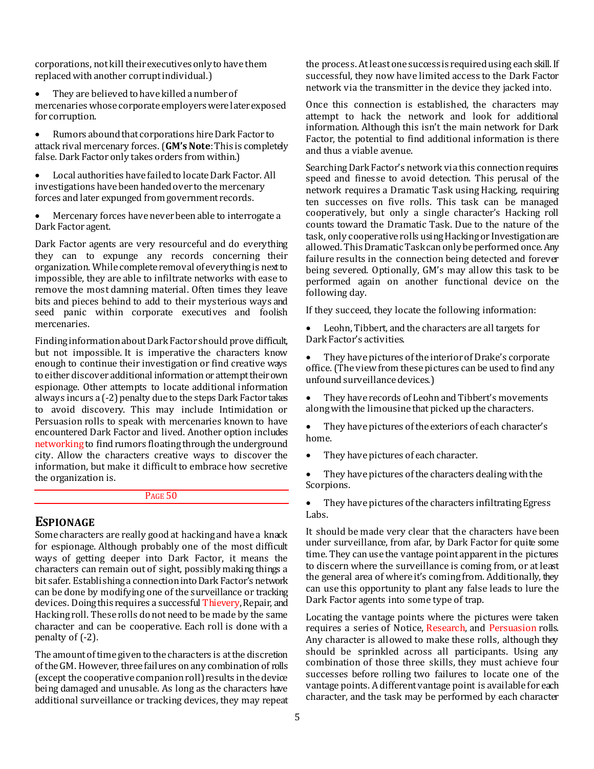corporations, not kill their executives only to have them replaced with another corrupt individual.)

- They are believed to have killed a number of mercenaries whose corporate employers were later exposed for corruption.
- Rumors abound that corporations hire Dark Factor to attack rival mercenary forces. (**GM's Note**: This is completely false. Dark Factor only takes orders from within.)
- Local authorities have failed to locate Dark Factor. All investigations have been handed over to the mercenary forces and later expunged from government records.
- Mercenary forces have never been able to interrogate a Dark Factor agent.

Dark Factor agents are very resourceful and do everything they can to expunge any records concerning their organization. While complete removal of everything is next to impossible, they are able to infiltrate networks with ease to remove the most damning material. Often times they leave bits and pieces behind to add to their mysterious ways and seed panic within corporate executives and foolish mercenaries.

Finding information about Dark Factor should prove difficult, but not impossible. It is imperative the characters know enough to continue their investigation or find creative ways to either discover additional information or attempt their own espionage. Other attempts to locate additional information always incurs a (-2) penalty due to the steps Dark Factor takes to avoid discovery. This may include Intimidation or Persuasion rolls to speak with mercenaries known to have encountered Dark Factor and lived. Another option includes networking to find rumors floating through the underground city. Allow the characters creative ways to discover the information, but make it difficult to embrace how secretive the organization is.

PAGE 50

## ESPIONAGE

Some characters are really good at hacking and have a knack for espionage. Although probably one of the most difficult ways of getting deeper into Dark Factor, it means the characters can remain out of sight, possibly making things a bit safer. Establishing a connection into Dark Factor's network can be done by modifying one of the surveillance or tracking devices. Doing this requires a successful Thievery, Repair, and Hacking roll. These rolls do not need to be made by the same character and can be cooperative. Each roll is done with a penalty of (-2).

The amount of time given to the characters is at the discretion of the GM. However, three failures on any combination of rolls (except the cooperative companion roll) results in the device being damaged and unusable. As long as the characters have additional surveillance or tracking devices, they may repeat the process. At least one success is required using each skill. If successful, they now have limited access to the Dark Factor network via the transmitter in the device they jacked into.

Once this connection is established, the characters may attempt to hack the network and look for additional information. Although this isn't the main network for Dark Factor, the potential to find additional information is there and thus a viable avenue.

Searching Dark Factor's network via this connection requires speed and finesse to avoid detection. This perusal of the network requires a Dramatic Task using Hacking, requiring ten successes on five rolls. This task can be managed cooperatively, but only a single character's Hacking roll counts toward the Dramatic Task. Due to the nature of the task, only cooperative rolls using Hacking or Investigation are allowed. This Dramatic Task can only be performed once. Any failure results in the connection being detected and forever being severed. Optionally, GM's may allow this task to be performed again on another functional device on the following day.

If they succeed, they locate the following information:

- Leohn, Tibbert, and the characters are all targets for Dark Factor's activities.
- They have pictures of the interior of Drake's corporate office. (The view from these pictures can be used to find any unfound surveillance devices.)
- They have records of Leohn and Tibbert's movements along with the limousine that picked up the characters.
- They have pictures of the exteriors of each character's home.
- They have pictures of each character.
- They have pictures of the characters dealing with the Scorpions.
- They have pictures of the characters infiltrating Egress Labs.

It should be made very clear that the characters have been under surveillance, from afar, by Dark Factor for quite some time. They can use the vantage point apparent in the pictures to discern where the surveillance is coming from, or at least the general area of where it's coming from. Additionally, they can use this opportunity to plant any false leads to lure the Dark Factor agents into some type of trap.

Locating the vantage points where the pictures were taken requires a series of Notice, Research, and Persuasion rolls. Any character is allowed to make these rolls, although they should be sprinkled across all participants. Using any combination of those three skills, they must achieve four successes before rolling two failures to locate one of the vantage points. A different vantage point is available for each character, and the task may be performed by each character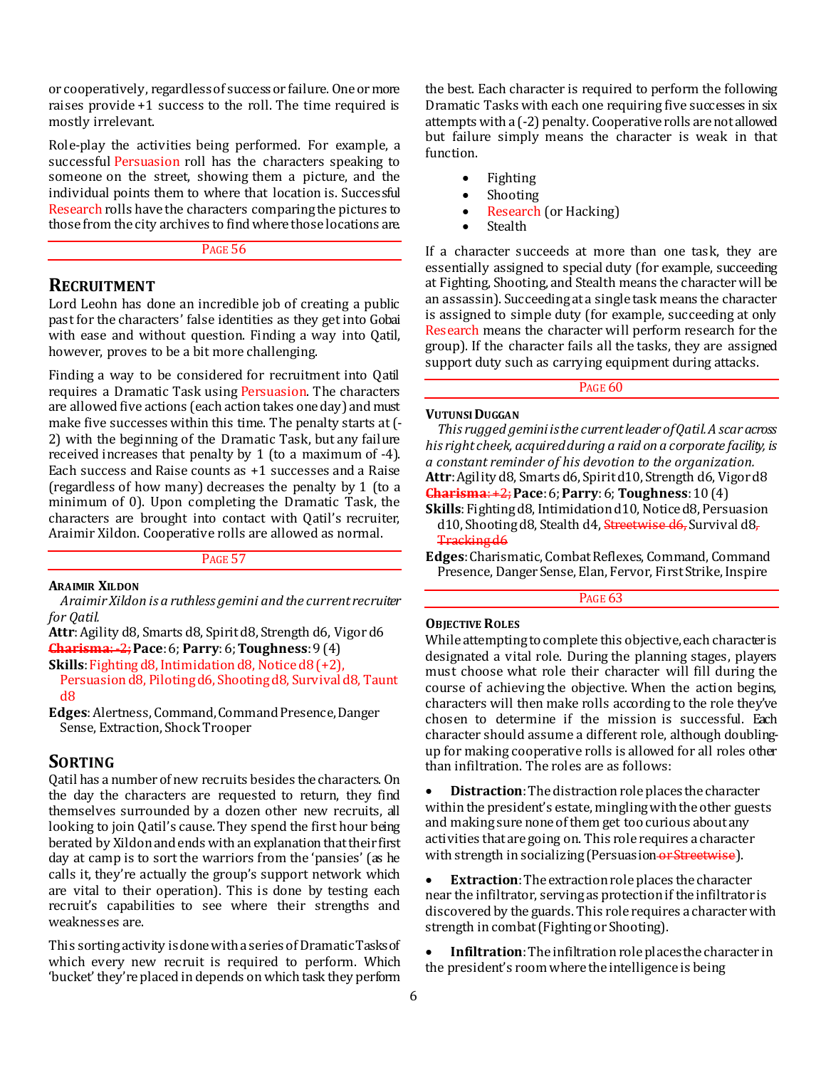or cooperatively, regardless of success or failure. One or more raises provide +1 success to the roll. The time required is mostly irrelevant.

Role-play the activities being performed. For example, a successful Persuasion roll has the characters speaking to someone on the street, showing them a picture, and the individual points them to where that location is. Successful Research rolls have the characters comparing the pictures to those from the city archives to find where those locations are.

Page 56

## Recruitment

Lord Leohn has done an incredible job of creating a public past for the characters' false identities as they get into Gobai with ease and without question. Finding a way into Qatil, however, proves to be a bit more challenging.

Finding a way to be considered for recruitment into Qatil requires a Dramatic Task using Persuasion. The characters are allowed five actions (each action takes one day) and must make five successes within this time. The penalty starts at (-2) with the beginning of the Dramatic Task, but any failure received increases that penalty by 1 (to a maximum of -4). Each success and Raise counts as +1 successes and a Raise (regardless of how many) decreases the penalty by 1 (to a minimum of 0). Upon completing the Dramatic Task, the characters are brought into contact with Qatil's recruiter, Araimir Xildon. Cooperative rolls are allowed as normal.

Page 57

#### Araimir Xildon

*Araimir Xildon is a ruthless gemini and the current recruiter for Qatil.*

**Attr**: Agility d8, Smarts d8, Spirit d8, Strength d6, Vigor d6
~~**Charisma**: -2;~~ **Pace**: 6; **Parry**: 6; **Toughness**: 9 (4)
**Skills**: Fighting d8, Intimidation d8, Notice d8 (+2), Persuasion d8, Piloting d6, Shooting d8, Survival d8, Taunt d8
**Edges**: Alertness, Command, Command Presence, Danger Sense, Extraction, Shock Trooper

## Sorting

Qatil has a number of new recruits besides the characters. On the day the characters are requested to return, they find themselves surrounded by a dozen other new recruits, all looking to join Qatil's cause. They spend the first hour being berated by Xildon and ends with an explanation that their first day at camp is to sort the warriors from the 'pansies' (as he calls it, they're actually the group's support network which are vital to their operation). This is done by testing each recruit's capabilities to see where their strengths and weaknesses are.

This sorting activity is done with a series of Dramatic Tasks of which every new recruit is required to perform. Which 'bucket' they're placed in depends on which task they perform the best. Each character is required to perform the following Dramatic Tasks with each one requiring five successes in six attempts with a (-2) penalty. Cooperative rolls are not allowed but failure simply means the character is weak in that function.

- Fighting
- Shooting
- Research (or Hacking)
- Stealth

If a character succeeds at more than one task, they are essentially assigned to special duty (for example, succeeding at Fighting, Shooting, and Stealth means the character will be an assassin). Succeeding at a single task means the character is assigned to simple duty (for example, succeeding at only Research means the character will perform research for the group). If the character fails all the tasks, they are assigned support duty such as carrying equipment during attacks.

Page 60

#### Vutunsi Duggan

*This rugged gemini is the current leader of Qatil. A scar across his right cheek, acquired during a raid on a corporate facility, is a constant reminder of his devotion to the organization.*

**Attr**: Agility d8, Smarts d6, Spirit d10, Strength d6, Vigor d8
~~**Charisma**: +2;~~ **Pace**: 6; **Parry**: 6; **Toughness**: 10 (4)
**Skills**: Fighting d8, Intimidation d10, Notice d8, Persuasion d10, Shooting d8, Stealth d4, ~~Streetwise d6,~~ Survival d8~~, Tracking d6~~
**Edges**: Charismatic, Combat Reflexes, Command, Command Presence, Danger Sense, Elan, Fervor, First Strike, Inspire

Page 63

#### Objective Roles

While attempting to complete this objective, each character is designated a vital role. During the planning stages, players must choose what role their character will fill during the course of achieving the objective. When the action begins, characters will then make rolls according to the role they've chosen to determine if the mission is successful. Each character should assume a different role, although doubling-up for making cooperative rolls is allowed for all roles other than infiltration. The roles are as follows:

- **Distraction**: The distraction role places the character within the president's estate, mingling with the other guests and making sure none of them get too curious about any activities that are going on. This role requires a character with strength in socializing (Persuasion ~~or Streetwise~~).

- **Extraction**: The extraction role places the character near the infiltrator, serving as protection if the infiltrator is discovered by the guards. This role requires a character with strength in combat (Fighting or Shooting).

- **Infiltration**: The infiltration role places the character in the president's room where the intelligence is being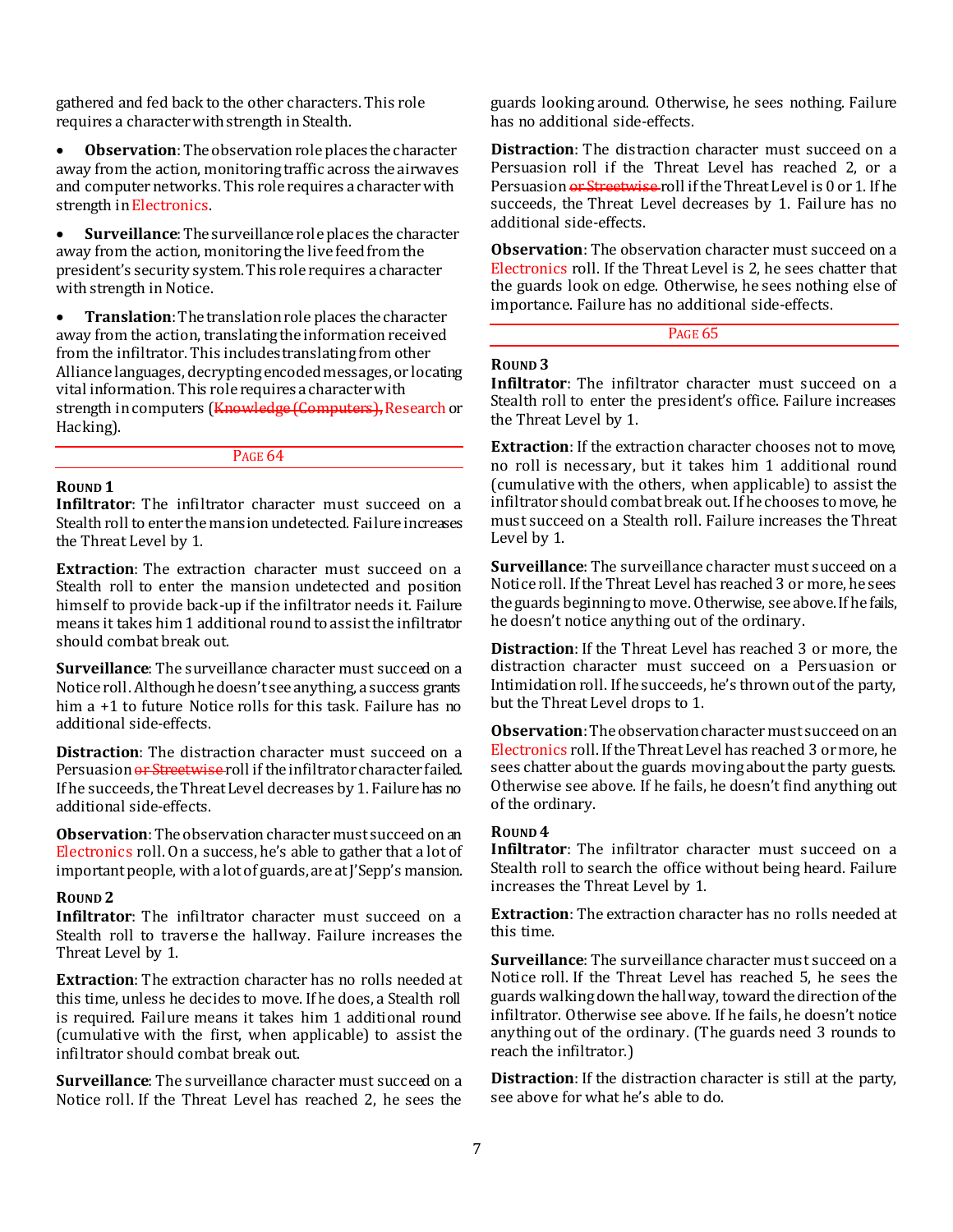gathered and fed back to the other characters. This role requires a character with strength in Stealth.

- **Observation**: The observation role places the character away from the action, monitoring traffic across the airwaves and computer networks. This role requires a character with strength in Electronics.
- **Surveillance**: The surveillance role places the character away from the action, monitoring the live feed from the president's security system. This role requires a character with strength in Notice.
- **Translation**: The translation role places the character away from the action, translating the information received from the infiltrator. This includes translating from other Alliance languages, decrypting encoded messages, or locating vital information. This role requires a character with strength in computers (~~Knowledge (Computers),~~ Research or Hacking).

---

PAGE 64

---

### Round 1

**Infiltrator**: The infiltrator character must succeed on a Stealth roll to enter the mansion undetected. Failure increases the Threat Level by 1.

**Extraction**: The extraction character must succeed on a Stealth roll to enter the mansion undetected and position himself to provide back-up if the infiltrator needs it. Failure means it takes him 1 additional round to assist the infiltrator should combat break out.

**Surveillance**: The surveillance character must succeed on a Notice roll. Although he doesn't see anything, a success grants him a +1 to future Notice rolls for this task. Failure has no additional side-effects.

**Distraction**: The distraction character must succeed on a Persuasion ~~or Streetwise~~ roll if the infiltrator character failed. If he succeeds, the Threat Level decreases by 1. Failure has no additional side-effects.

**Observation**: The observation character must succeed on an Electronics roll. On a success, he's able to gather that a lot of important people, with a lot of guards, are at J'Sepp's mansion.

### Round 2

**Infiltrator**: The infiltrator character must succeed on a Stealth roll to traverse the hallway. Failure increases the Threat Level by 1.

**Extraction**: The extraction character has no rolls needed at this time, unless he decides to move. If he does, a Stealth roll is required. Failure means it takes him 1 additional round (cumulative with the first, when applicable) to assist the infiltrator should combat break out.

**Surveillance**: The surveillance character must succeed on a Notice roll. If the Threat Level has reached 2, he sees the guards looking around. Otherwise, he sees nothing. Failure has no additional side-effects.

**Distraction**: The distraction character must succeed on a Persuasion roll if the Threat Level has reached 2, or a Persuasion ~~or Streetwise~~ roll if the Threat Level is 0 or 1. If he succeeds, the Threat Level decreases by 1. Failure has no additional side-effects.

**Observation**: The observation character must succeed on a Electronics roll. If the Threat Level is 2, he sees chatter that the guards look on edge. Otherwise, he sees nothing else of importance. Failure has no additional side-effects.

---

PAGE 65

---

### Round 3

**Infiltrator**: The infiltrator character must succeed on a Stealth roll to enter the president's office. Failure increases the Threat Level by 1.

**Extraction**: If the extraction character chooses not to move, no roll is necessary, but it takes him 1 additional round (cumulative with the others, when applicable) to assist the infiltrator should combat break out. If he chooses to move, he must succeed on a Stealth roll. Failure increases the Threat Level by 1.

**Surveillance**: The surveillance character must succeed on a Notice roll. If the Threat Level has reached 3 or more, he sees the guards beginning to move. Otherwise, see above. If he fails, he doesn't notice anything out of the ordinary.

**Distraction**: If the Threat Level has reached 3 or more, the distraction character must succeed on a Persuasion or Intimidation roll. If he succeeds, he's thrown out of the party, but the Threat Level drops to 1.

**Observation**: The observation character must succeed on an Electronics roll. If the Threat Level has reached 3 or more, he sees chatter about the guards moving about the party guests. Otherwise see above. If he fails, he doesn't find anything out of the ordinary.

### Round 4

**Infiltrator**: The infiltrator character must succeed on a Stealth roll to search the office without being heard. Failure increases the Threat Level by 1.

**Extraction**: The extraction character has no rolls needed at this time.

**Surveillance**: The surveillance character must succeed on a Notice roll. If the Threat Level has reached 5, he sees the guards walking down the hallway, toward the direction of the infiltrator. Otherwise see above. If he fails, he doesn't notice anything out of the ordinary. (The guards need 3 rounds to reach the infiltrator.)

**Distraction**: If the distraction character is still at the party, see above for what he's able to do.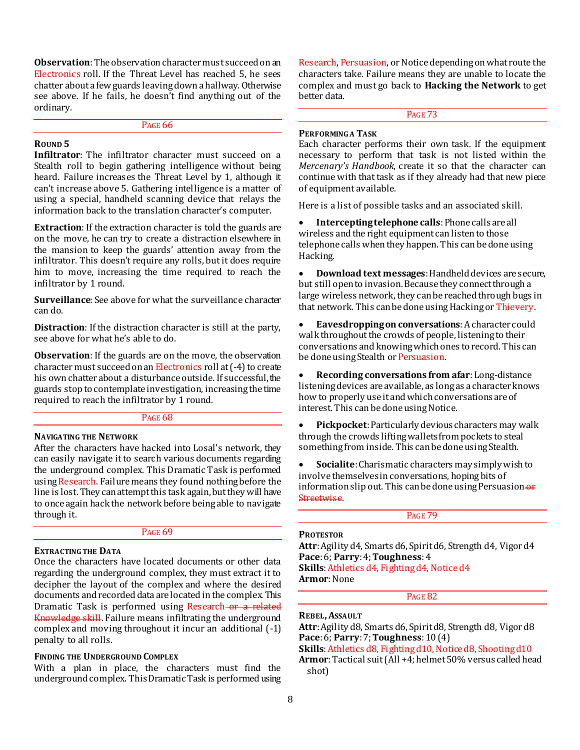**Observation**: The observation character must succeed on an Electronics roll. If the Threat Level has reached 5, he sees chatter about a few guards leaving down a hallway. Otherwise see above. If he fails, he doesn't find anything out of the ordinary.

PAGE 66

#### ROUND 5

**Infiltrator**: The infiltrator character must succeed on a Stealth roll to begin gathering intelligence without being heard. Failure increases the Threat Level by 1, although it can't increase above 5. Gathering intelligence is a matter of using a special, handheld scanning device that relays the information back to the translation character's computer.

**Extraction**: If the extraction character is told the guards are on the move, he can try to create a distraction elsewhere in the mansion to keep the guards' attention away from the infiltrator. This doesn't require any rolls, but it does require him to move, increasing the time required to reach the infiltrator by 1 round.

**Surveillance**: See above for what the surveillance character can do.

**Distraction**: If the distraction character is still at the party, see above for what he's able to do.

**Observation**: If the guards are on the move, the observation character must succeed on an Electronics roll at (-4) to create his own chatter about a disturbance outside. If successful, the guards stop to contemplate investigation, increasing the time required to reach the infiltrator by 1 round.

PAGE 68

#### NAVIGATING THE NETWORK

After the characters have hacked into Losal's network, they can easily navigate it to search various documents regarding the underground complex. This Dramatic Task is performed using Research. Failure means they found nothing before the line is lost. They can attempt this task again, but they will have to once again hack the network before being able to navigate through it.

PAGE 69

#### EXTRACTING THE DATA

Once the characters have located documents or other data regarding the underground complex, they must extract it to decipher the layout of the complex and where the desired documents and recorded data are located in the complex. This Dramatic Task is performed using Research ~~or a related Knowledge skill~~. Failure means infiltrating the underground complex and moving throughout it incur an additional (-1) penalty to all rolls.

#### FINDING THE UNDERGROUND COMPLEX

With a plan in place, the characters must find the underground complex. This Dramatic Task is performed using Research, Persuasion, or Notice depending on what route the characters take. Failure means they are unable to locate the complex and must go back to **Hacking the Network** to get better data.

PAGE 73

#### PERFORMING A TASK

Each character performs their own task. If the equipment necessary to perform that task is not listed within the *Mercenary's Handbook*, create it so that the character can continue with that task as if they already had that new piece of equipment available.

Here is a list of possible tasks and an associated skill.

- **Intercepting telephone calls**: Phone calls are all wireless and the right equipment can listen to those telephone calls when they happen. This can be done using Hacking.
- **Download text messages**: Handheld devices are secure, but still open to invasion. Because they connect through a large wireless network, they can be reached through bugs in that network. This can be done using Hacking or Thievery.
- **Eavesdropping on conversations**: A character could walk throughout the crowds of people, listening to their conversations and knowing which ones to record. This can be done using Stealth or Persuasion.
- **Recording conversations from afar**: Long-distance listening devices are available, as long as a character knows how to properly use it and which conversations are of interest. This can be done using Notice.
- **Pickpocket**: Particularly devious characters may walk through the crowds lifting wallets from pockets to steal something from inside. This can be done using Stealth.
- **Socialite**: Charismatic characters may simply wish to involve themselves in conversations, hoping bits of information slip out. This can be done using Persuasion ~~or Streetwise~~.

PAGE 79

#### PROTESTOR

**Attr**: Agility d4, Smarts d6, Spirit d6, Strength d4, Vigor d4
**Pace**: 6; **Parry**: 4; **Toughness**: 4
**Skills**: Athletics d4, Fighting d4, Notice d4
**Armor**: None

PAGE 82

#### REBEL, ASSAULT

**Attr**: Agility d8, Smarts d6, Spirit d8, Strength d8, Vigor d8
**Pace**: 6; **Parry**: 7; **Toughness**: 10 (4)
**Skills**: Athletics d8, Fighting d10, Notice d8, Shooting d10
**Armor**: Tactical suit (All +4; helmet 50% versus called head shot)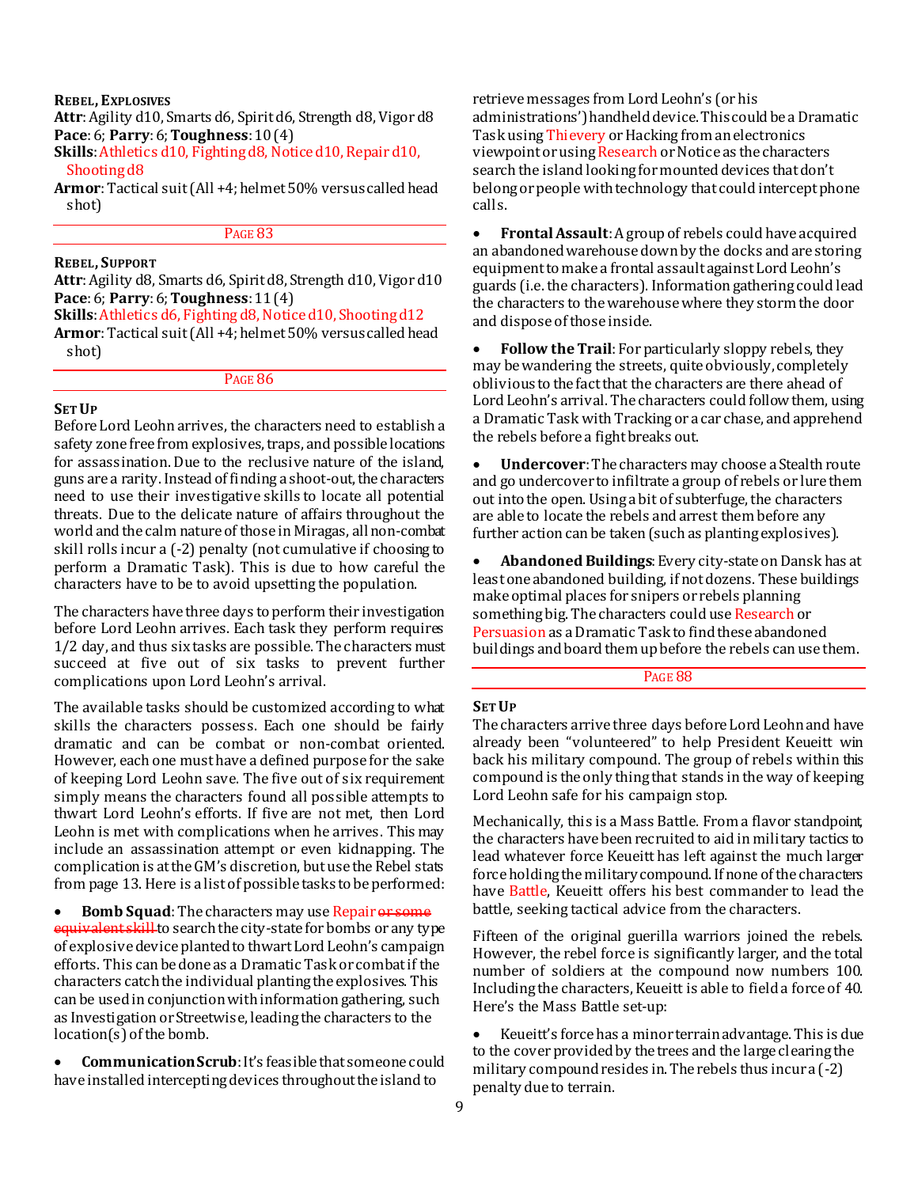**REBEL, EXPLOSIVES**

**Attr**: Agility d10, Smarts d6, Spirit d6, Strength d8, Vigor d8
**Pace**: 6; **Parry**: 6; **Toughness**: 10 (4)
**Skills**: Athletics d10, Fighting d8, Notice d10, Repair d10, Shooting d8
**Armor**: Tactical suit (All +4; helmet 50% versus called head shot)

PAGE 83

**REBEL, SUPPORT**

**Attr**: Agility d8, Smarts d6, Spirit d8, Strength d10, Vigor d10
**Pace**: 6; **Parry**: 6; **Toughness**: 11 (4)
**Skills**: Athletics d6, Fighting d8, Notice d10, Shooting d12
**Armor**: Tactical suit (All +4; helmet 50% versus called head shot)

PAGE 86

### SET UP

Before Lord Leohn arrives, the characters need to establish a safety zone free from explosives, traps, and possible locations for assassination. Due to the reclusive nature of the island, guns are a rarity. Instead of finding a shoot-out, the characters need to use their investigative skills to locate all potential threats. Due to the delicate nature of affairs throughout the world and the calm nature of those in Miragas, all non-combat skill rolls incur a (-2) penalty (not cumulative if choosing to perform a Dramatic Task). This is due to how careful the characters have to be to avoid upsetting the population.

The characters have three days to perform their investigation before Lord Leohn arrives. Each task they perform requires 1/2 day, and thus six tasks are possible. The characters must succeed at five out of six tasks to prevent further complications upon Lord Leohn's arrival.

The available tasks should be customized according to what skills the characters possess. Each one should be fairly dramatic and can be combat or non-combat oriented. However, each one must have a defined purpose for the sake of keeping Lord Leohn save. The five out of six requirement simply means the characters found all possible attempts to thwart Lord Leohn's efforts. If five are not met, then Lord Leohn is met with complications when he arrives. This may include an assassination attempt or even kidnapping. The complication is at the GM's discretion, but use the Rebel stats from page 13. Here is a list of possible tasks to be performed:

- **Bomb Squad**: The characters may use Repair ~~or some equivalent skill~~ to search the city-state for bombs or any type of explosive device planted to thwart Lord Leohn's campaign efforts. This can be done as a Dramatic Task or combat if the characters catch the individual planting the explosives. This can be used in conjunction with information gathering, such as Investigation or Streetwise, leading the characters to the location(s) of the bomb.
- **Communication Scrub**: It's feasible that someone could have installed intercepting devices throughout the island to retrieve messages from Lord Leohn's (or his administrations') handheld device. This could be a Dramatic Task using Thievery or Hacking from an electronics viewpoint or using Research or Notice as the characters search the island looking for mounted devices that don't belong or people with technology that could intercept phone calls.
- **Frontal Assault**: A group of rebels could have acquired an abandoned warehouse down by the docks and are storing equipment to make a frontal assault against Lord Leohn's guards (i.e. the characters). Information gathering could lead the characters to the warehouse where they storm the door and dispose of those inside.
- **Follow the Trail**: For particularly sloppy rebels, they may be wandering the streets, quite obviously, completely oblivious to the fact that the characters are there ahead of Lord Leohn's arrival. The characters could follow them, using a Dramatic Task with Tracking or a car chase, and apprehend the rebels before a fight breaks out.
- **Undercover**: The characters may choose a Stealth route and go undercover to infiltrate a group of rebels or lure them out into the open. Using a bit of subterfuge, the characters are able to locate the rebels and arrest them before any further action can be taken (such as planting explosives).
- **Abandoned Buildings**: Every city-state on Dansk has at least one abandoned building, if not dozens. These buildings make optimal places for snipers or rebels planning something big. The characters could use Research or Persuasion as a Dramatic Task to find these abandoned buildings and board them up before the rebels can use them.

PAGE 88

### SET UP

The characters arrive three days before Lord Leohn and have already been "volunteered" to help President Keueitt win back his military compound. The group of rebels within this compound is the only thing that stands in the way of keeping Lord Leohn safe for his campaign stop.

Mechanically, this is a Mass Battle. From a flavor standpoint, the characters have been recruited to aid in military tactics to lead whatever force Keueitt has left against the much larger force holding the military compound. If none of the characters have Battle, Keueitt offers his best commander to lead the battle, seeking tactical advice from the characters.

Fifteen of the original guerilla warriors joined the rebels. However, the rebel force is significantly larger, and the total number of soldiers at the compound now numbers 100. Including the characters, Keueitt is able to field a force of 40. Here's the Mass Battle set-up:

- Keueitt's force has a minor terrain advantage. This is due to the cover provided by the trees and the large clearing the military compound resides in. The rebels thus incur a (-2) penalty due to terrain.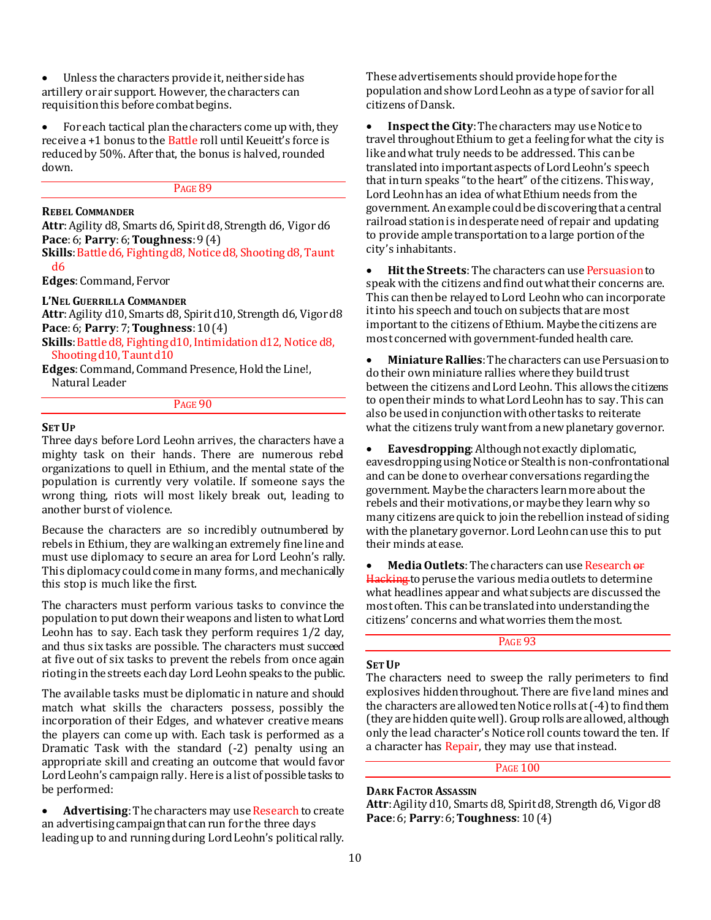- Unless the characters provide it, neither side has artillery or air support. However, the characters can requisition this before combat begins.

- For each tactical plan the characters come up with, they receive a +1 bonus to the Battle roll until Keueitt's force is reduced by 50%. After that, the bonus is halved, rounded down.

## Page 89

**Rebel Commander**

**Attr**: Agility d8, Smarts d6, Spirit d8, Strength d6, Vigor d6
**Pace**: 6; **Parry**: 6; **Toughness**: 9 (4)
**Skills**: Battle d6, Fighting d8, Notice d8, Shooting d8, Taunt d6
**Edges**: Command, Fervor

**L'Nel Guerrilla Commander**

**Attr**: Agility d10, Smarts d8, Spirit d10, Strength d6, Vigor d8
**Pace**: 6; **Parry**: 7; **Toughness**: 10 (4)
**Skills**: Battle d8, Fighting d10, Intimidation d12, Notice d8, Shooting d10, Taunt d10
**Edges**: Command, Command Presence, Hold the Line!, Natural Leader

## Page 90

**Set Up**

Three days before Lord Leohn arrives, the characters have a mighty task on their hands. There are numerous rebel organizations to quell in Ethium, and the mental state of the population is currently very volatile. If someone says the wrong thing, riots will most likely break out, leading to another burst of violence.

Because the characters are so incredibly outnumbered by rebels in Ethium, they are walking an extremely fine line and must use diplomacy to secure an area for Lord Leohn's rally. This diplomacy could come in many forms, and mechanically this stop is much like the first.

The characters must perform various tasks to convince the population to put down their weapons and listen to what Lord Leohn has to say. Each task they perform requires 1/2 day, and thus six tasks are possible. The characters must succeed at five out of six tasks to prevent the rebels from once again rioting in the streets each day Lord Leohn speaks to the public.

The available tasks must be diplomatic in nature and should match what skills the characters possess, possibly the incorporation of their Edges, and whatever creative means the players can come up with. Each task is performed as a Dramatic Task with the standard (-2) penalty using an appropriate skill and creating an outcome that would favor Lord Leohn's campaign rally. Here is a list of possible tasks to be performed:

- **Advertising**: The characters may use Research to create an advertising campaign that can run for the three days leading up to and running during Lord Leohn's political rally. These advertisements should provide hope for the population and show Lord Leohn as a type of savior for all citizens of Dansk.

- **Inspect the City**: The characters may use Notice to travel throughout Ethium to get a feeling for what the city is like and what truly needs to be addressed. This can be translated into important aspects of Lord Leohn's speech that in turn speaks "to the heart" of the citizens. This way, Lord Leohn has an idea of what Ethium needs from the government. An example could be discovering that a central railroad station is in desperate need of repair and updating to provide ample transportation to a large portion of the city's inhabitants.

- **Hit the Streets**: The characters can use Persuasion to speak with the citizens and find out what their concerns are. This can then be relayed to Lord Leohn who can incorporate it into his speech and touch on subjects that are most important to the citizens of Ethium. Maybe the citizens are most concerned with government-funded health care.

- **Miniature Rallies**: The characters can use Persuasion to do their own miniature rallies where they build trust between the citizens and Lord Leohn. This allows the citizens to open their minds to what Lord Leohn has to say. This can also be used in conjunction with other tasks to reiterate what the citizens truly want from a new planetary governor.

- **Eavesdropping**: Although not exactly diplomatic, eavesdropping using Notice or Stealth is non-confrontational and can be done to overhear conversations regarding the government. Maybe the characters learn more about the rebels and their motivations, or maybe they learn why so many citizens are quick to join the rebellion instead of siding with the planetary governor. Lord Leohn can use this to put their minds at ease.

- **Media Outlets**: The characters can use Research ~~or Hacking~~ to peruse the various media outlets to determine what headlines appear and what subjects are discussed the most often. This can be translated into understanding the citizens' concerns and what worries them the most.

## Page 93

**Set Up**

The characters need to sweep the rally perimeters to find explosives hidden throughout. There are five land mines and the characters are allowed ten Notice rolls at (-4) to find them (they are hidden quite well). Group rolls are allowed, although only the lead character's Notice roll counts toward the ten. If a character has Repair, they may use that instead.

## Page 100

**Dark Factor Assassin**

**Attr**: Agility d10, Smarts d8, Spirit d8, Strength d6, Vigor d8
**Pace**: 6; **Parry**: 6; **Toughness**: 10 (4)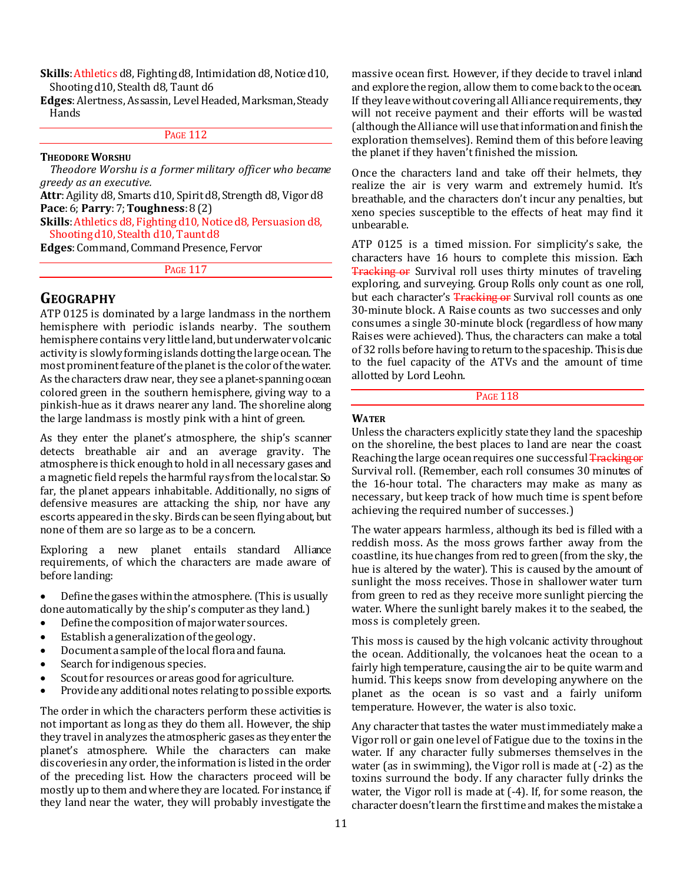**Skills**: Athletics d8, Fighting d8, Intimidation d8, Notice d10, Shooting d10, Stealth d8, Taunt d6
**Edges**: Alertness, Assassin, Level Headed, Marksman, Steady Hands

PAGE 112

**THEODORE WORSHU**

*Theodore Worshu is a former military officer who became greedy as an executive.*

**Attr**: Agility d8, Smarts d10, Spirit d8, Strength d8, Vigor d8
**Pace**: 6; **Parry**: 7; **Toughness**: 8 (2)
**Skills**: Athletics d8, Fighting d10, Notice d8, Persuasion d8, Shooting d10, Stealth d10, Taunt d8
**Edges**: Command, Command Presence, Fervor

PAGE 117

## GEOGRAPHY

ATP 0125 is dominated by a large landmass in the northern hemisphere with periodic islands nearby. The southern hemisphere contains very little land, but underwater volcanic activity is slowly forming islands dotting the large ocean. The most prominent feature of the planet is the color of the water. As the characters draw near, they see a planet-spanning ocean colored green in the southern hemisphere, giving way to a pinkish-hue as it draws nearer any land. The shoreline along the large landmass is mostly pink with a hint of green.

As they enter the planet's atmosphere, the ship's scanner detects breathable air and an average gravity. The atmosphere is thick enough to hold in all necessary gases and a magnetic field repels the harmful rays from the local star. So far, the planet appears inhabitable. Additionally, no signs of defensive measures are attacking the ship, nor have any escorts appeared in the sky. Birds can be seen flying about, but none of them are so large as to be a concern.

Exploring a new planet entails standard Alliance requirements, of which the characters are made aware of before landing:

- Define the gases within the atmosphere. (This is usually done automatically by the ship's computer as they land.)
- Define the composition of major water sources.
- Establish a generalization of the geology.
- Document a sample of the local flora and fauna.
- Search for indigenous species.
- Scout for resources or areas good for agriculture.
- Provide any additional notes relating to possible exports.

The order in which the characters perform these activities is not important as long as they do them all. However, the ship they travel in analyzes the atmospheric gases as they enter the planet's atmosphere. While the characters can make discoveries in any order, the information is listed in the order of the preceding list. How the characters proceed will be mostly up to them and where they are located. For instance, if they land near the water, they will probably investigate the massive ocean first. However, if they decide to travel inland and explore the region, allow them to come back to the ocean. If they leave without covering all Alliance requirements, they will not receive payment and their efforts will be wasted (although the Alliance will use that information and finish the exploration themselves). Remind them of this before leaving the planet if they haven't finished the mission.

Once the characters land and take off their helmets, they realize the air is very warm and extremely humid. It's breathable, and the characters don't incur any penalties, but xeno species susceptible to the effects of heat may find it unbearable.

ATP 0125 is a timed mission. For simplicity's sake, the characters have 16 hours to complete this mission. Each ~~Tracking or~~ Survival roll uses thirty minutes of traveling, exploring, and surveying. Group Rolls only count as one roll, but each character's ~~Tracking or~~ Survival roll counts as one 30-minute block. A Raise counts as two successes and only consumes a single 30-minute block (regardless of how many Raises were achieved). Thus, the characters can make a total of 32 rolls before having to return to the spaceship. This is due to the fuel capacity of the ATVs and the amount of time allotted by Lord Leohn.

PAGE 118

### WATER

Unless the characters explicitly state they land the spaceship on the shoreline, the best places to land are near the coast. Reaching the large ocean requires one successful ~~Tracking or~~ Survival roll. (Remember, each roll consumes 30 minutes of the 16-hour total. The characters may make as many as necessary, but keep track of how much time is spent before achieving the required number of successes.)

The water appears harmless, although its bed is filled with a reddish moss. As the moss grows farther away from the coastline, its hue changes from red to green (from the sky, the hue is altered by the water). This is caused by the amount of sunlight the moss receives. Those in shallower water turn from green to red as they receive more sunlight piercing the water. Where the sunlight barely makes it to the seabed, the moss is completely green.

This moss is caused by the high volcanic activity throughout the ocean. Additionally, the volcanoes heat the ocean to a fairly high temperature, causing the air to be quite warm and humid. This keeps snow from developing anywhere on the planet as the ocean is so vast and a fairly uniform temperature. However, the water is also toxic.

Any character that tastes the water must immediately make a Vigor roll or gain one level of Fatigue due to the toxins in the water. If any character fully submerses themselves in the water (as in swimming), the Vigor roll is made at (-2) as the toxins surround the body. If any character fully drinks the water, the Vigor roll is made at (-4). If, for some reason, the character doesn't learn the first time and makes the mistake a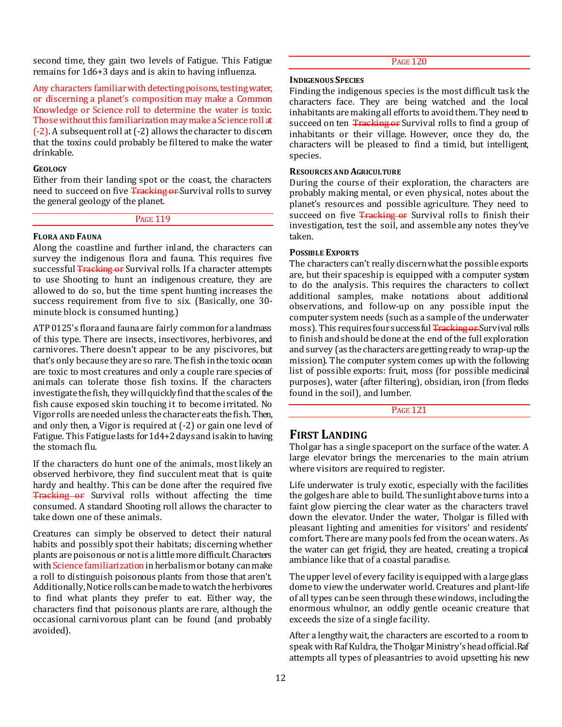second time, they gain two levels of Fatigue. This Fatigue remains for 1d6+3 days and is akin to having influenza.

Any characters familiar with detecting poisons, testing water, or discerning a planet's composition may make a Common Knowledge or Science roll to determine the water is toxic. Those without this familiarization may make a Science roll at (-2). A subsequent roll at (-2) allows the character to discern that the toxins could probably be filtered to make the water drinkable.

#### Geology

Either from their landing spot or the coast, the characters need to succeed on five ~~Tracking or~~ Survival rolls to survey the general geology of the planet.

Page 119

#### Flora and Fauna

Along the coastline and further inland, the characters can survey the indigenous flora and fauna. This requires five successful ~~Tracking or~~ Survival rolls. If a character attempts to use Shooting to hunt an indigenous creature, they are allowed to do so, but the time spent hunting increases the success requirement from five to six. (Basically, one 30-minute block is consumed hunting.)

ATP 0125's flora and fauna are fairly common for a landmass of this type. There are insects, insectivores, herbivores, and carnivores. There doesn't appear to be any piscivores, but that's only because they are so rare. The fish in the toxic ocean are toxic to most creatures and only a couple rare species of animals can tolerate those fish toxins. If the characters investigate the fish, they will quickly find that the scales of the fish cause exposed skin touching it to become irritated. No Vigor rolls are needed unless the character eats the fish. Then, and only then, a Vigor is required at (-2) or gain one level of Fatigue. This Fatigue lasts for 1d4+2 days and is akin to having the stomach flu.

If the characters do hunt one of the animals, most likely an observed herbivore, they find succulent meat that is quite hardy and healthy. This can be done after the required five ~~Tracking or~~ Survival rolls without affecting the time consumed. A standard Shooting roll allows the character to take down one of these animals.

Creatures can simply be observed to detect their natural habits and possibly spot their habitats; discerning whether plants are poisonous or not is a little more difficult. Characters with Science familiarization in herbalism or botany can make a roll to distinguish poisonous plants from those that aren't. Additionally, Notice rolls can be made to watch the herbivores to find what plants they prefer to eat. Either way, the characters find that poisonous plants are rare, although the occasional carnivorous plant can be found (and probably avoided).

Page 120

#### Indigenous Species

Finding the indigenous species is the most difficult task the characters face. They are being watched and the local inhabitants are making all efforts to avoid them. They need to succeed on ten ~~Tracking or~~ Survival rolls to find a group of inhabitants or their village. However, once they do, the characters will be pleased to find a timid, but intelligent, species.

#### Resources and Agriculture

During the course of their exploration, the characters are probably making mental, or even physical, notes about the planet's resources and possible agriculture. They need to succeed on five ~~Tracking or~~ Survival rolls to finish their investigation, test the soil, and assemble any notes they've taken.

#### Possible Exports

The characters can't really discern what the possible exports are, but their spaceship is equipped with a computer system to do the analysis. This requires the characters to collect additional samples, make notations about additional observations, and follow-up on any possible input the computer system needs (such as a sample of the underwater moss). This requires four successful ~~Tracking or~~ Survival rolls to finish and should be done at the end of the full exploration and survey (as the characters are getting ready to wrap-up the mission). The computer system comes up with the following list of possible exports: fruit, moss (for possible medicinal purposes), water (after filtering), obsidian, iron (from flecks found in the soil), and lumber.

Page 121

## First Landing

Tholgar has a single spaceport on the surface of the water. A large elevator brings the mercenaries to the main atrium where visitors are required to register.

Life underwater is truly exotic, especially with the facilities the golgesh are able to build. The sunlight above turns into a faint glow piercing the clear water as the characters travel down the elevator. Under the water, Tholgar is filled with pleasant lighting and amenities for visitors' and residents' comfort. There are many pools fed from the ocean waters. As the water can get frigid, they are heated, creating a tropical ambiance like that of a coastal paradise.

The upper level of every facility is equipped with a large glass dome to view the underwater world. Creatures and plant-life of all types can be seen through these windows, including the enormous whulnor, an oddly gentle oceanic creature that exceeds the size of a single facility.

After a lengthy wait, the characters are escorted to a room to speak with Raf Kuldra, the Tholgar Ministry's head official. Raf attempts all types of pleasantries to avoid upsetting his new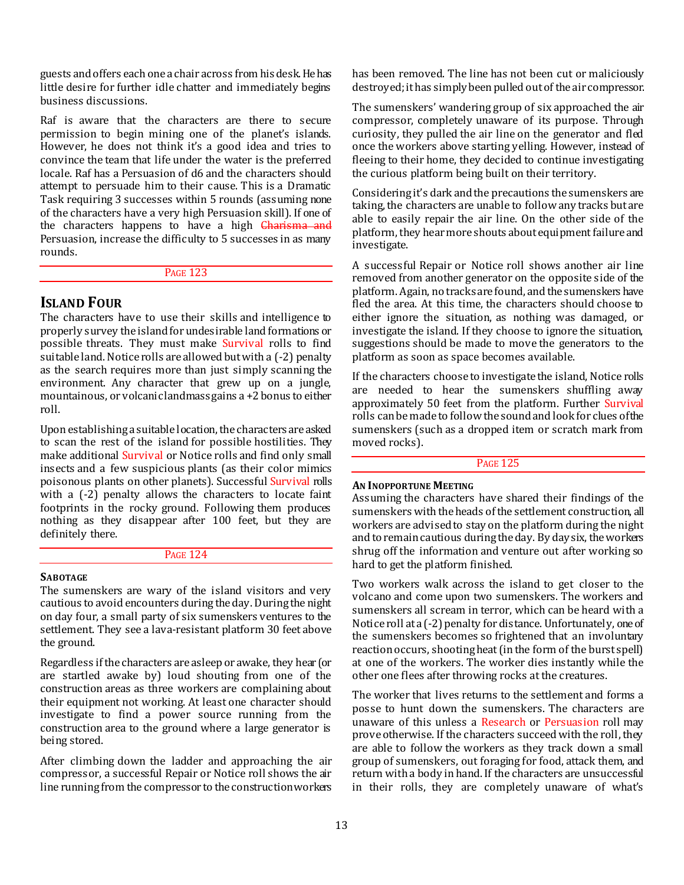guests and offers each one a chair across from his desk. He has little desire for further idle chatter and immediately begins business discussions.

Raf is aware that the characters are there to secure permission to begin mining one of the planet's islands. However, he does not think it's a good idea and tries to convince the team that life under the water is the preferred locale. Raf has a Persuasion of d6 and the characters should attempt to persuade him to their cause. This is a Dramatic Task requiring 3 successes within 5 rounds (assuming none of the characters have a very high Persuasion skill). If one of the characters happens to have a high ~~Charisma and~~ Persuasion, increase the difficulty to 5 successes in as many rounds.

PAGE 123

## ISLAND FOUR

The characters have to use their skills and intelligence to properly survey the island for undesirable land formations or possible threats. They must make Survival rolls to find suitable land. Notice rolls are allowed but with a (-2) penalty as the search requires more than just simply scanning the environment. Any character that grew up on a jungle, mountainous, or volcanic landmass gains a +2 bonus to either roll.

Upon establishing a suitable location, the characters are asked to scan the rest of the island for possible hostilities. They make additional Survival or Notice rolls and find only small insects and a few suspicious plants (as their color mimics poisonous plants on other planets). Successful Survival rolls with a (-2) penalty allows the characters to locate faint footprints in the rocky ground. Following them produces nothing as they disappear after 100 feet, but they are definitely there.

PAGE 124

### SABOTAGE

The sumenskers are wary of the island visitors and very cautious to avoid encounters during the day. During the night on day four, a small party of six sumenskers ventures to the settlement. They see a lava-resistant platform 30 feet above the ground.

Regardless if the characters are asleep or awake, they hear (or are startled awake by) loud shouting from one of the construction areas as three workers are complaining about their equipment not working. At least one character should investigate to find a power source running from the construction area to the ground where a large generator is being stored.

After climbing down the ladder and approaching the air compressor, a successful Repair or Notice roll shows the air line running from the compressor to the construction workers has been removed. The line has not been cut or maliciously destroyed; it has simply been pulled out of the air compressor.

The sumenskers' wandering group of six approached the air compressor, completely unaware of its purpose. Through curiosity, they pulled the air line on the generator and fled once the workers above starting yelling. However, instead of fleeing to their home, they decided to continue investigating the curious platform being built on their territory.

Considering it's dark and the precautions the sumenskers are taking, the characters are unable to follow any tracks but are able to easily repair the air line. On the other side of the platform, they hear more shouts about equipment failure and investigate.

A successful Repair or Notice roll shows another air line removed from another generator on the opposite side of the platform. Again, no tracks are found, and the sumenskers have fled the area. At this time, the characters should choose to either ignore the situation, as nothing was damaged, or investigate the island. If they choose to ignore the situation, suggestions should be made to move the generators to the platform as soon as space becomes available.

If the characters choose to investigate the island, Notice rolls are needed to hear the sumenskers shuffling away approximately 50 feet from the platform. Further Survival rolls can be made to follow the sound and look for clues of the sumenskers (such as a dropped item or scratch mark from moved rocks).

PAGE 125

### AN INOPPORTUNE MEETING

Assuming the characters have shared their findings of the sumenskers with the heads of the settlement construction, all workers are advised to stay on the platform during the night and to remain cautious during the day. By day six, the workers shrug off the information and venture out after working so hard to get the platform finished.

Two workers walk across the island to get closer to the volcano and come upon two sumenskers. The workers and sumenskers all scream in terror, which can be heard with a Notice roll at a (-2) penalty for distance. Unfortunately, one of the sumenskers becomes so frightened that an involuntary reaction occurs, shooting heat (in the form of the burst spell) at one of the workers. The worker dies instantly while the other one flees after throwing rocks at the creatures.

The worker that lives returns to the settlement and forms a posse to hunt down the sumenskers. The characters are unaware of this unless a Research or Persuasion roll may prove otherwise. If the characters succeed with the roll, they are able to follow the workers as they track down a small group of sumenskers, out foraging for food, attack them, and return with a body in hand. If the characters are unsuccessful in their rolls, they are completely unaware of what's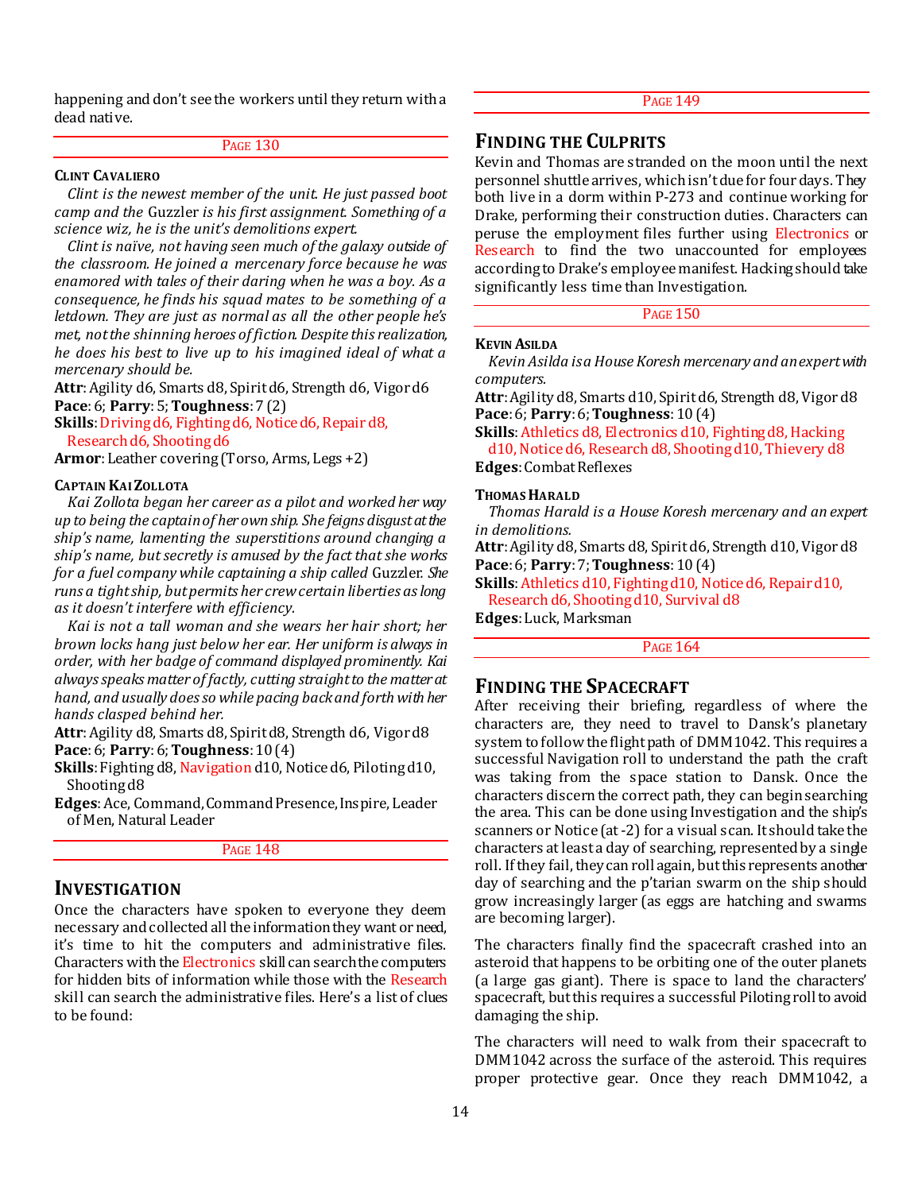happening and don't see the workers until they return with a dead native.

PAGE 130

#### CLINT CAVALIERO

*Clint is the newest member of the unit. He just passed boot camp and the* Guzzler *is his first assignment. Something of a science wiz, he is the unit's demolitions expert.*

*Clint is naïve, not having seen much of the galaxy outside of the classroom. He joined a mercenary force because he was enamored with tales of their daring when he was a boy. As a consequence, he finds his squad mates to be something of a letdown. They are just as normal as all the other people he's met, not the shinning heroes of fiction. Despite this realization, he does his best to live up to his imagined ideal of what a mercenary should be.*

**Attr**: Agility d6, Smarts d8, Spirit d6, Strength d6, Vigor d6
**Pace**: 6; **Parry**: 5; **Toughness**: 7 (2)
**Skills**: Driving d6, Fighting d6, Notice d6, Repair d8, Research d6, Shooting d6
**Armor**: Leather covering (Torso, Arms, Legs +2)

#### CAPTAIN KAI ZOLLOTA

*Kai Zollota began her career as a pilot and worked her way up to being the captain of her own ship. She feigns disgust at the ship's name, lamenting the superstitions around changing a ship's name, but secretly is amused by the fact that she works for a fuel company while captaining a ship called* Guzzler. *She runs a tight ship, but permits her crew certain liberties as long as it doesn't interfere with efficiency.*

*Kai is not a tall woman and she wears her hair short; her brown locks hang just below her ear. Her uniform is always in order, with her badge of command displayed prominently. Kai always speaks matter of factly, cutting straight to the matter at hand, and usually does so while pacing back and forth with her hands clasped behind her.*

**Attr**: Agility d8, Smarts d8, Spirit d8, Strength d6, Vigor d8
**Pace**: 6; **Parry**: 6; **Toughness**: 10 (4)
**Skills**: Fighting d8, Navigation d10, Notice d6, Piloting d10, Shooting d8
**Edges**: Ace, Command, Command Presence, Inspire, Leader of Men, Natural Leader

PAGE 148

## INVESTIGATION

Once the characters have spoken to everyone they deem necessary and collected all the information they want or need, it's time to hit the computers and administrative files. Characters with the Electronics skill can search the computers for hidden bits of information while those with the Research skill can search the administrative files. Here's a list of clues to be found:

PAGE 149

## FINDING THE CULPRITS

Kevin and Thomas are stranded on the moon until the next personnel shuttle arrives, which isn't due for four days. They both live in a dorm within P-273 and continue working for Drake, performing their construction duties. Characters can peruse the employment files further using Electronics or Research to find the two unaccounted for employees according to Drake's employee manifest. Hacking should take significantly less time than Investigation.

PAGE 150

#### KEVIN ASILDA

*Kevin Asilda is a House Koresh mercenary and an expert with computers.*

**Attr**: Agility d8, Smarts d10, Spirit d6, Strength d8, Vigor d8
**Pace**: 6; **Parry**: 6; **Toughness**: 10 (4)
**Skills**: Athletics d8, Electronics d10, Fighting d8, Hacking d10, Notice d6, Research d8, Shooting d10, Thievery d8
**Edges**: Combat Reflexes

#### THOMAS HARALD

*Thomas Harald is a House Koresh mercenary and an expert in demolitions.*

**Attr**: Agility d8, Smarts d8, Spirit d6, Strength d10, Vigor d8
**Pace**: 6; **Parry**: 7; **Toughness**: 10 (4)
**Skills**: Athletics d10, Fighting d10, Notice d6, Repair d10, Research d6, Shooting d10, Survival d8
**Edges**: Luck, Marksman

PAGE 164

## FINDING THE SPACECRAFT

After receiving their briefing, regardless of where the characters are, they need to travel to Dansk's planetary system to follow the flight path of DMM1042. This requires a successful Navigation roll to understand the path the craft was taking from the space station to Dansk. Once the characters discern the correct path, they can begin searching the area. This can be done using Investigation and the ship's scanners or Notice (at -2) for a visual scan. It should take the characters at least a day of searching, represented by a single roll. If they fail, they can roll again, but this represents another day of searching and the p'tarian swarm on the ship should grow increasingly larger (as eggs are hatching and swarms are becoming larger).

The characters finally find the spacecraft crashed into an asteroid that happens to be orbiting one of the outer planets (a large gas giant). There is space to land the characters' spacecraft, but this requires a successful Piloting roll to avoid damaging the ship.

The characters will need to walk from their spacecraft to DMM1042 across the surface of the asteroid. This requires proper protective gear. Once they reach DMM1042, a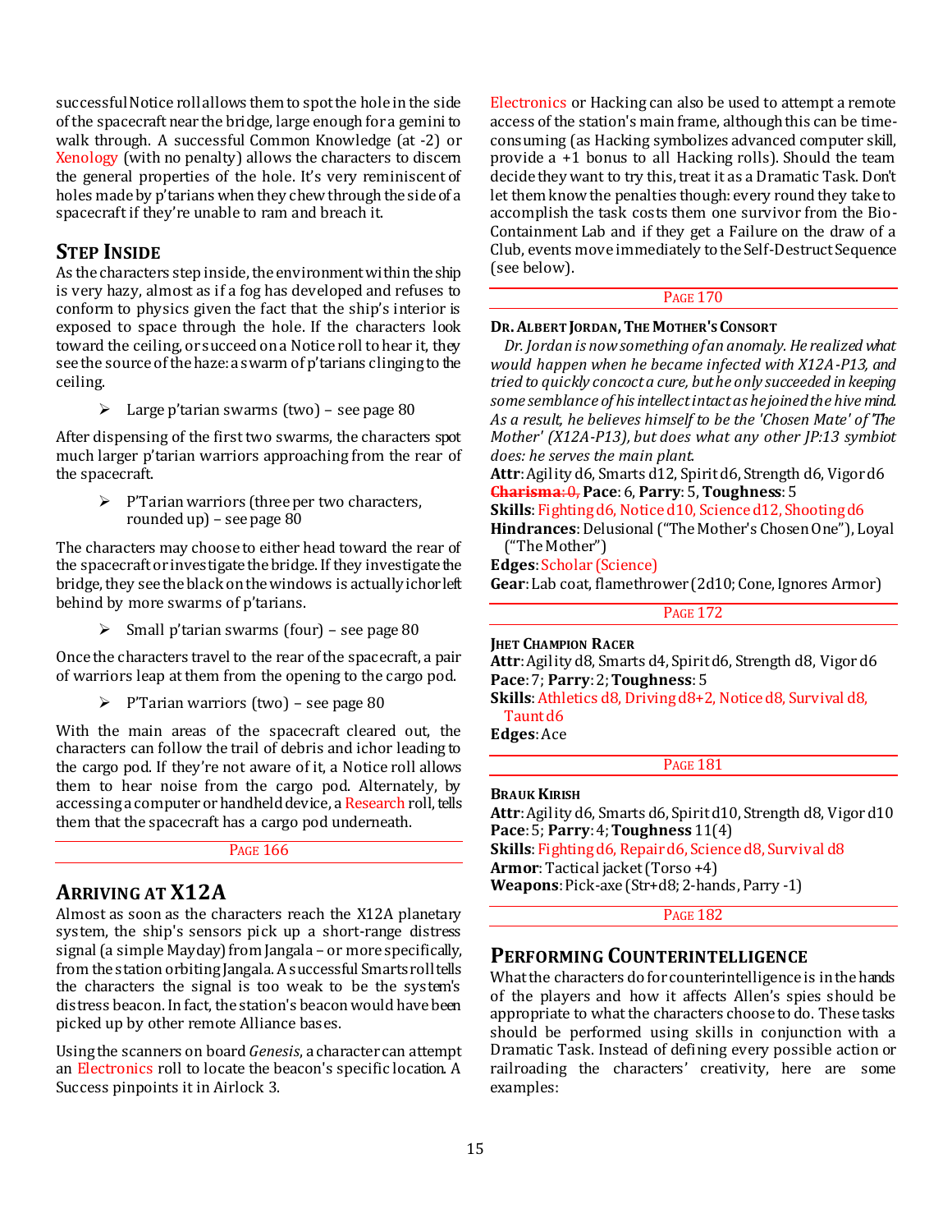successful Notice roll allows them to spot the hole in the side of the spacecraft near the bridge, large enough for a gemini to walk through. A successful Common Knowledge (at -2) or Xenology (with no penalty) allows the characters to discern the general properties of the hole. It's very reminiscent of holes made by p'tarians when they chew through the side of a spacecraft if they're unable to ram and breach it.

## Step Inside

As the characters step inside, the environment within the ship is very hazy, almost as if a fog has developed and refuses to conform to physics given the fact that the ship's interior is exposed to space through the hole. If the characters look toward the ceiling, or succeed on a Notice roll to hear it, they see the source of the haze: a swarm of p'tarians clinging to the ceiling.

- Large p'tarian swarms (two) – see page 80

After dispensing of the first two swarms, the characters spot much larger p'tarian warriors approaching from the rear of the spacecraft.

- P'Tarian warriors (three per two characters, rounded up) – see page 80

The characters may choose to either head toward the rear of the spacecraft or investigate the bridge. If they investigate the bridge, they see the black on the windows is actually ichor left behind by more swarms of p'tarians.

- Small p'tarian swarms (four) – see page 80

Once the characters travel to the rear of the spacecraft, a pair of warriors leap at them from the opening to the cargo pod.

- P'Tarian warriors (two) – see page 80

With the main areas of the spacecraft cleared out, the characters can follow the trail of debris and ichor leading to the cargo pod. If they're not aware of it, a Notice roll allows them to hear noise from the cargo pod. Alternately, by accessing a computer or handheld device, a Research roll, tells them that the spacecraft has a cargo pod underneath.

Page 166

## Arriving at X12A

Almost as soon as the characters reach the X12A planetary system, the ship's sensors pick up a short-range distress signal (a simple Mayday) from Jangala – or more specifically, from the station orbiting Jangala. A successful Smarts roll tells the characters the signal is too weak to be the system's distress beacon. In fact, the station's beacon would have been picked up by other remote Alliance bases.

Using the scanners on board *Genesis*, a character can attempt an Electronics roll to locate the beacon's specific location. A Success pinpoints it in Airlock 3.

Electronics or Hacking can also be used to attempt a remote access of the station's main frame, although this can be time-consuming (as Hacking symbolizes advanced computer skill, provide a +1 bonus to all Hacking rolls). Should the team decide they want to try this, treat it as a Dramatic Task. Don't let them know the penalties though: every round they take to accomplish the task costs them one survivor from the Bio-Containment Lab and if they get a Failure on the draw of a Club, events move immediately to the Self-Destruct Sequence (see below).

Page 170

**Dr. Albert Jordan, The Mother's Consort**

*Dr. Jordan is now something of an anomaly. He realized what would happen when he became infected with X12A-P13, and tried to quickly concoct a cure, but he only succeeded in keeping some semblance of his intellect intact as he joined the hive mind. As a result, he believes himself to be the 'Chosen Mate' of 'The Mother' (X12A-P13), but does what any other JP:13 symbiot does: he serves the main plant.*

**Attr**: Agility d6, Smarts d12, Spirit d6, Strength d6, Vigor d6
~~**Charisma**: 0,~~ **Pace**: 6, **Parry**: 5, **Toughness**: 5
**Skills**: Fighting d6, Notice d10, Science d12, Shooting d6
**Hindrances**: Delusional ("The Mother's Chosen One"), Loyal ("The Mother")
**Edges**: Scholar (Science)
**Gear**: Lab coat, flamethrower (2d10; Cone, Ignores Armor)

Page 172

**Jhet Champion Racer**

**Attr**: Agility d8, Smarts d4, Spirit d6, Strength d8, Vigor d6
**Pace**: 7; **Parry**: 2; **Toughness**: 5
**Skills**: Athletics d8, Driving d8+2, Notice d8, Survival d8, Taunt d6
**Edges**: Ace

Page 181

**Brauk Kirish**

**Attr**: Agility d6, Smarts d6, Spirit d10, Strength d8, Vigor d10
**Pace**: 5; **Parry**: 4; **Toughness** 11(4)
**Skills**: Fighting d6, Repair d6, Science d8, Survival d8
**Armor**: Tactical jacket (Torso +4)
**Weapons**: Pick-axe (Str+d8; 2-hands, Parry -1)

Page 182

## Performing Counterintelligence

What the characters do for counterintelligence is in the hands of the players and how it affects Allen's spies should be appropriate to what the characters choose to do. These tasks should be performed using skills in conjunction with a Dramatic Task. Instead of defining every possible action or railroading the characters' creativity, here are some examples: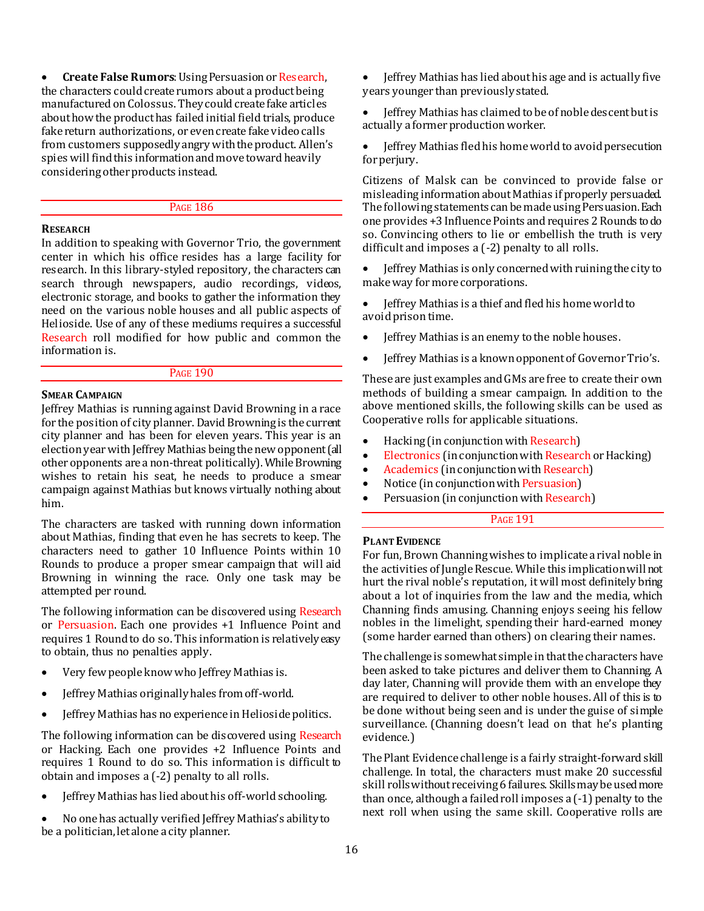- **Create False Rumors**: Using Persuasion or Research, the characters could create rumors about a product being manufactured on Colossus. They could create fake articles about how the product has failed initial field trials, produce fake return authorizations, or even create fake video calls from customers supposedly angry with the product. Allen's spies will find this information and move toward heavily considering other products instead.

PAGE 186

### Research

In addition to speaking with Governor Trio, the government center in which his office resides has a large facility for research. In this library-styled repository, the characters can search through newspapers, audio recordings, videos, electronic storage, and books to gather the information they need on the various noble houses and all public aspects of Helioside. Use of any of these mediums requires a successful Research roll modified for how public and common the information is.

PAGE 190

### Smear Campaign

Jeffrey Mathias is running against David Browning in a race for the position of city planner. David Browning is the current city planner and has been for eleven years. This year is an election year with Jeffrey Mathias being the new opponent (all other opponents are a non-threat politically). While Browning wishes to retain his seat, he needs to produce a smear campaign against Mathias but knows virtually nothing about him.

The characters are tasked with running down information about Mathias, finding that even he has secrets to keep. The characters need to gather 10 Influence Points within 10 Rounds to produce a proper smear campaign that will aid Browning in winning the race. Only one task may be attempted per round.

The following information can be discovered using Research or Persuasion. Each one provides +1 Influence Point and requires 1 Round to do so. This information is relatively easy to obtain, thus no penalties apply.

- Very few people know who Jeffrey Mathias is.
- Jeffrey Mathias originally hales from off-world.
- Jeffrey Mathias has no experience in Helioside politics.

The following information can be discovered using Research or Hacking. Each one provides +2 Influence Points and requires 1 Round to do so. This information is difficult to obtain and imposes a (-2) penalty to all rolls.

- Jeffrey Mathias has lied about his off-world schooling.
- No one has actually verified Jeffrey Mathias's ability to be a politician, let alone a city planner.
- Jeffrey Mathias has lied about his age and is actually five years younger than previously stated.
- Jeffrey Mathias has claimed to be of noble descent but is actually a former production worker.
- Jeffrey Mathias fled his home world to avoid persecution for perjury.

Citizens of Malsk can be convinced to provide false or misleading information about Mathias if properly persuaded. The following statements can be made using Persuasion. Each one provides +3 Influence Points and requires 2 Rounds to do so. Convincing others to lie or embellish the truth is very difficult and imposes a (-2) penalty to all rolls.

- Jeffrey Mathias is only concerned with ruining the city to make way for more corporations.
- Jeffrey Mathias is a thief and fled his home world to avoid prison time.
- Jeffrey Mathias is an enemy to the noble houses.
- Jeffrey Mathias is a known opponent of Governor Trio's.

These are just examples and GMs are free to create their own methods of building a smear campaign. In addition to the above mentioned skills, the following skills can be used as Cooperative rolls for applicable situations.

- Hacking (in conjunction with Research)
- Electronics (in conjunction with Research or Hacking)
- Academics (in conjunction with Research)
- Notice (in conjunction with Persuasion)
- Persuasion (in conjunction with Research)

PAGE 191

### Plant Evidence

For fun, Brown Channing wishes to implicate a rival noble in the activities of Jungle Rescue. While this implication will not hurt the rival noble's reputation, it will most definitely bring about a lot of inquiries from the law and the media, which Channing finds amusing. Channing enjoys seeing his fellow nobles in the limelight, spending their hard-earned money (some harder earned than others) on clearing their names.

The challenge is somewhat simple in that the characters have been asked to take pictures and deliver them to Channing. A day later, Channing will provide them with an envelope they are required to deliver to other noble houses. All of this is to be done without being seen and is under the guise of simple surveillance. (Channing doesn't lead on that he's planting evidence.)

The Plant Evidence challenge is a fairly straight-forward skill challenge. In total, the characters must make 20 successful skill rolls without receiving 6 failures. Skills may be used more than once, although a failed roll imposes a (-1) penalty to the next roll when using the same skill. Cooperative rolls are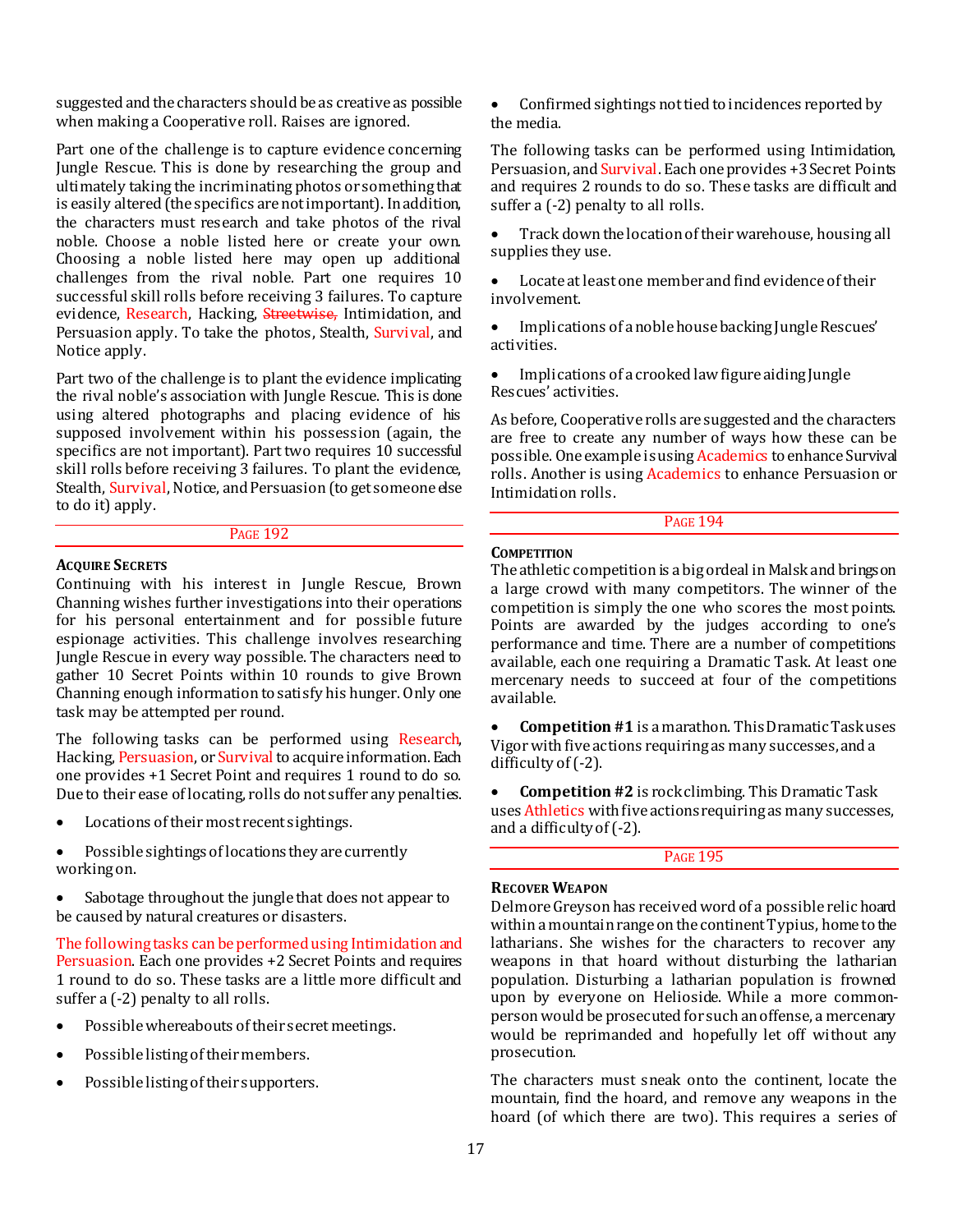suggested and the characters should be as creative as possible when making a Cooperative roll. Raises are ignored.

Part one of the challenge is to capture evidence concerning Jungle Rescue. This is done by researching the group and ultimately taking the incriminating photos or something that is easily altered (the specifics are not important). In addition, the characters must research and take photos of the rival noble. Choose a noble listed here or create your own. Choosing a noble listed here may open up additional challenges from the rival noble. Part one requires 10 successful skill rolls before receiving 3 failures. To capture evidence, Research, Hacking, ~~Streetwise,~~ Intimidation, and Persuasion apply. To take the photos, Stealth, Survival, and Notice apply.

Part two of the challenge is to plant the evidence implicating the rival noble's association with Jungle Rescue. This is done using altered photographs and placing evidence of his supposed involvement within his possession (again, the specifics are not important). Part two requires 10 successful skill rolls before receiving 3 failures. To plant the evidence, Stealth, Survival, Notice, and Persuasion (to get someone else to do it) apply.

Page 192

**Acquire Secrets**

Continuing with his interest in Jungle Rescue, Brown Channing wishes further investigations into their operations for his personal entertainment and for possible future espionage activities. This challenge involves researching Jungle Rescue in every way possible. The characters need to gather 10 Secret Points within 10 rounds to give Brown Channing enough information to satisfy his hunger. Only one task may be attempted per round.

The following tasks can be performed using Research, Hacking, Persuasion, or Survival to acquire information. Each one provides +1 Secret Point and requires 1 round to do so. Due to their ease of locating, rolls do not suffer any penalties.

- Locations of their most recent sightings.
- Possible sightings of locations they are currently working on.
- Sabotage throughout the jungle that does not appear to be caused by natural creatures or disasters.

The following tasks can be performed using Intimidation and Persuasion. Each one provides +2 Secret Points and requires 1 round to do so. These tasks are a little more difficult and suffer a (-2) penalty to all rolls.

- Possible whereabouts of their secret meetings.
- Possible listing of their members.
- Possible listing of their supporters.
- Confirmed sightings not tied to incidences reported by the media.

The following tasks can be performed using Intimidation, Persuasion, and Survival. Each one provides +3 Secret Points and requires 2 rounds to do so. These tasks are difficult and suffer a (-2) penalty to all rolls.

- Track down the location of their warehouse, housing all supplies they use.
- Locate at least one member and find evidence of their involvement.
- Implications of a noble house backing Jungle Rescues' activities.
- Implications of a crooked law figure aiding Jungle Rescues' activities.

As before, Cooperative rolls are suggested and the characters are free to create any number of ways how these can be possible. One example is using Academics to enhance Survival rolls. Another is using Academics to enhance Persuasion or Intimidation rolls.

Page 194

**Competition**

The athletic competition is a big ordeal in Malsk and brings on a large crowd with many competitors. The winner of the competition is simply the one who scores the most points. Points are awarded by the judges according to one's performance and time. There are a number of competitions available, each one requiring a Dramatic Task. At least one mercenary needs to succeed at four of the competitions available.

- **Competition #1** is a marathon. This Dramatic Task uses Vigor with five actions requiring as many successes, and a difficulty of (-2).
- **Competition #2** is rock climbing. This Dramatic Task uses Athletics with five actions requiring as many successes, and a difficulty of (-2).

Page 195

**Recover Weapon**

Delmore Greyson has received word of a possible relic hoard within a mountain range on the continent Typius, home to the latharians. She wishes for the characters to recover any weapons in that hoard without disturbing the latharian population. Disturbing a latharian population is frowned upon by everyone on Helioside. While a more common-person would be prosecuted for such an offense, a mercenary would be reprimanded and hopefully let off without any prosecution.

The characters must sneak onto the continent, locate the mountain, find the hoard, and remove any weapons in the hoard (of which there are two). This requires a series of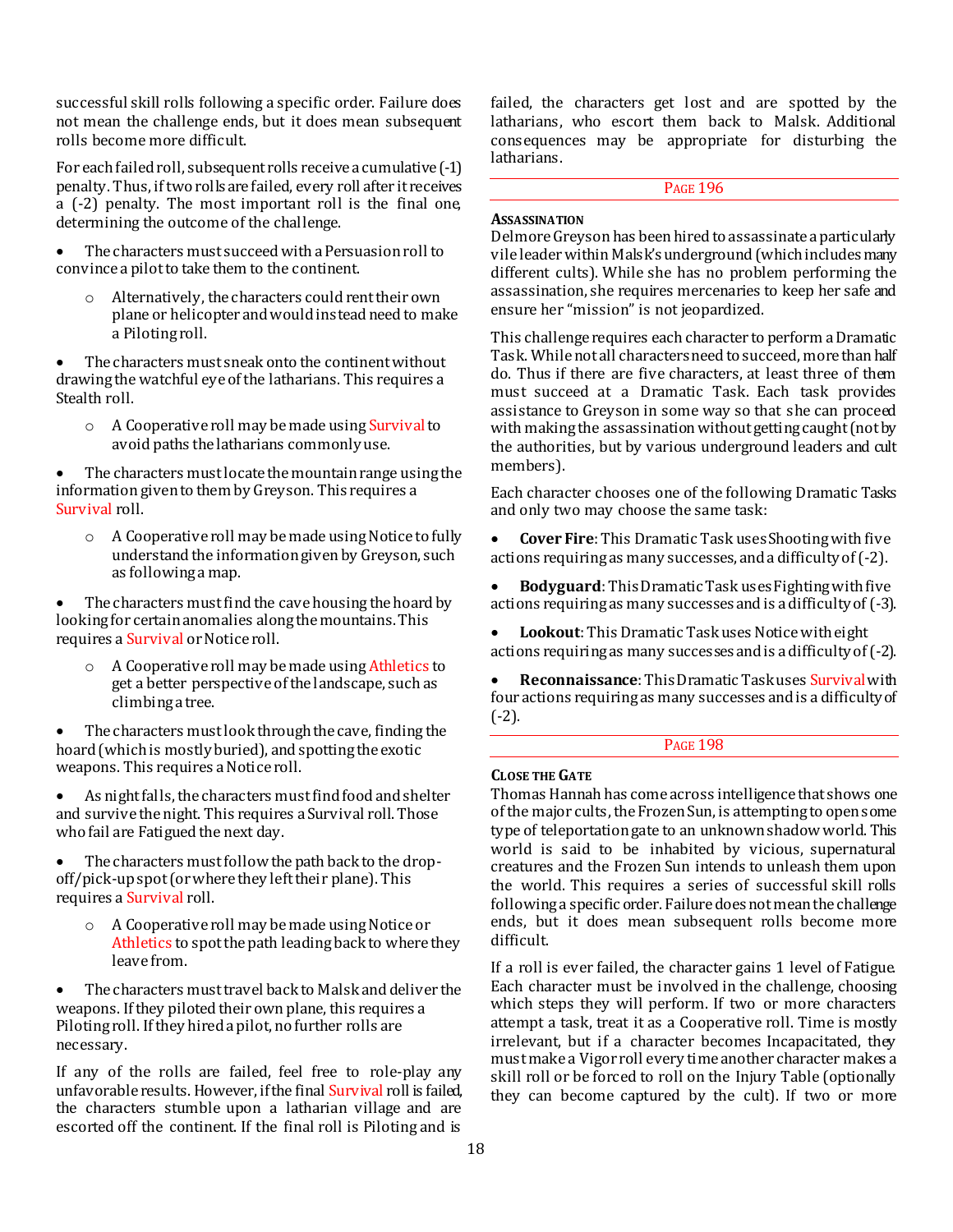successful skill rolls following a specific order. Failure does not mean the challenge ends, but it does mean subsequent rolls become more difficult.

For each failed roll, subsequent rolls receive a cumulative (-1) penalty. Thus, if two rolls are failed, every roll after it receives a (-2) penalty. The most important roll is the final one, determining the outcome of the challenge.

- The characters must succeed with a Persuasion roll to convince a pilot to take them to the continent.
    - Alternatively, the characters could rent their own plane or helicopter and would instead need to make a Piloting roll.
- The characters must sneak onto the continent without drawing the watchful eye of the latharians. This requires a Stealth roll.
    - A Cooperative roll may be made using Survival to avoid paths the latharians commonly use.
- The characters must locate the mountain range using the information given to them by Greyson. This requires a Survival roll.
    - A Cooperative roll may be made using Notice to fully understand the information given by Greyson, such as following a map.
- The characters must find the cave housing the hoard by looking for certain anomalies along the mountains. This requires a Survival or Notice roll.
    - A Cooperative roll may be made using Athletics to get a better perspective of the landscape, such as climbing a tree.
- The characters must look through the cave, finding the hoard (which is mostly buried), and spotting the exotic weapons. This requires a Notice roll.
- As night falls, the characters must find food and shelter and survive the night. This requires a Survival roll. Those who fail are Fatigued the next day.
- The characters must follow the path back to the drop-off/pick-up spot (or where they left their plane). This requires a Survival roll.
    - A Cooperative roll may be made using Notice or Athletics to spot the path leading back to where they leave from.
- The characters must travel back to Malsk and deliver the weapons. If they piloted their own plane, this requires a Piloting roll. If they hired a pilot, no further rolls are necessary.

If any of the rolls are failed, feel free to role-play any unfavorable results. However, if the final Survival roll is failed, the characters stumble upon a latharian village and are escorted off the continent. If the final roll is Piloting and is failed, the characters get lost and are spotted by the latharians, who escort them back to Malsk. Additional consequences may be appropriate for disturbing the latharians.

---

Page 196

---

### Assassination

Delmore Greyson has been hired to assassinate a particularly vile leader within Malsk's underground (which includes many different cults). While she has no problem performing the assassination, she requires mercenaries to keep her safe and ensure her "mission" is not jeopardized.

This challenge requires each character to perform a Dramatic Task. While not all characters need to succeed, more than half do. Thus if there are five characters, at least three of them must succeed at a Dramatic Task. Each task provides assistance to Greyson in some way so that she can proceed with making the assassination without getting caught (not by the authorities, but by various underground leaders and cult members).

Each character chooses one of the following Dramatic Tasks and only two may choose the same task:

- **Cover Fire**: This Dramatic Task uses Shooting with five actions requiring as many successes, and a difficulty of (-2).
- **Bodyguard**: This Dramatic Task uses Fighting with five actions requiring as many successes and is a difficulty of (-3).
- **Lookout**: This Dramatic Task uses Notice with eight actions requiring as many successes and is a difficulty of (-2).
- **Reconnaissance**: This Dramatic Task uses Survival with four actions requiring as many successes and is a difficulty of (-2).

---

Page 198

---

### Close the Gate

Thomas Hannah has come across intelligence that shows one of the major cults, the Frozen Sun, is attempting to open some type of teleportation gate to an unknown shadow world. This world is said to be inhabited by vicious, supernatural creatures and the Frozen Sun intends to unleash them upon the world. This requires a series of successful skill rolls following a specific order. Failure does not mean the challenge ends, but it does mean subsequent rolls become more difficult.

If a roll is ever failed, the character gains 1 level of Fatigue. Each character must be involved in the challenge, choosing which steps they will perform. If two or more characters attempt a task, treat it as a Cooperative roll. Time is mostly irrelevant, but if a character becomes Incapacitated, they must make a Vigor roll every time another character makes a skill roll or be forced to roll on the Injury Table (optionally they can become captured by the cult). If two or more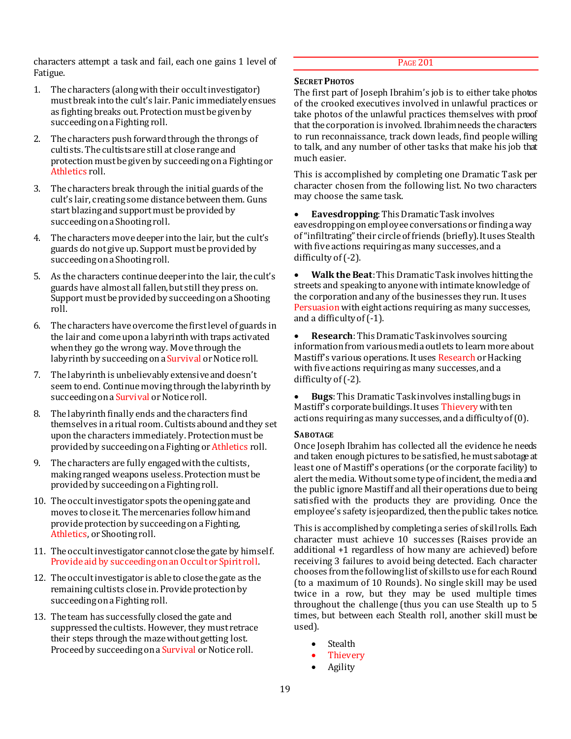characters attempt a task and fail, each one gains 1 level of Fatigue.

1. The characters (along with their occult investigator) must break into the cult's lair. Panic immediately ensues as fighting breaks out. Protection must be given by succeeding on a Fighting roll.
2. The characters push forward through the throngs of cultists. The cultists are still at close range and protection must be given by succeeding on a Fighting or Athletics roll.
3. The characters break through the initial guards of the cult's lair, creating some distance between them. Guns start blazing and support must be provided by succeeding on a Shooting roll.
4. The characters move deeper into the lair, but the cult's guards do not give up. Support must be provided by succeeding on a Shooting roll.
5. As the characters continue deeper into the lair, the cult's guards have almost all fallen, but still they press on. Support must be provided by succeeding on a Shooting roll.
6. The characters have overcome the first level of guards in the lair and come upon a labyrinth with traps activated when they go the wrong way. Move through the labyrinth by succeeding on a Survival or Notice roll.
7. The labyrinth is unbelievably extensive and doesn't seem to end. Continue moving through the labyrinth by succeeding on a Survival or Notice roll.
8. The labyrinth finally ends and the characters find themselves in a ritual room. Cultists abound and they set upon the characters immediately. Protection must be provided by succeeding on a Fighting or Athletics roll.
9. The characters are fully engaged with the cultists, making ranged weapons useless. Protection must be provided by succeeding on a Fighting roll.
10. The occult investigator spots the opening gate and moves to close it. The mercenaries follow him and provide protection by succeeding on a Fighting, Athletics, or Shooting roll.
11. The occult investigator cannot close the gate by himself. Provide aid by succeeding on an Occult or Spirit roll.
12. The occult investigator is able to close the gate as the remaining cultists close in. Provide protection by succeeding on a Fighting roll.
13. The team has successfully closed the gate and suppressed the cultists. However, they must retrace their steps through the maze without getting lost. Proceed by succeeding on a Survival or Notice roll.

PAGE 201

### SECRET PHOTOS

The first part of Joseph Ibrahim's job is to either take photos of the crooked executives involved in unlawful practices or take photos of the unlawful practices themselves with proof that the corporation is involved. Ibrahim needs the characters to run reconnaissance, track down leads, find people willing to talk, and any number of other tasks that make his job that much easier.

This is accomplished by completing one Dramatic Task per character chosen from the following list. No two characters may choose the same task.

- **Eavesdropping**: This Dramatic Task involves eavesdropping on employee conversations or finding a way of "infiltrating" their circle of friends (briefly). It uses Stealth with five actions requiring as many successes, and a difficulty of (-2).
- **Walk the Beat**: This Dramatic Task involves hitting the streets and speaking to anyone with intimate knowledge of the corporation and any of the businesses they run. It uses Persuasion with eight actions requiring as many successes, and a difficulty of (-1).
- **Research**: This Dramatic Task involves sourcing information from various media outlets to learn more about Mastiff's various operations. It uses Research or Hacking with five actions requiring as many successes, and a difficulty of (-2).
- **Bugs**: This Dramatic Task involves installing bugs in Mastiff's corporate buildings. It uses Thievery with ten actions requiring as many successes, and a difficulty of (0).

### SABOTAGE

Once Joseph Ibrahim has collected all the evidence he needs and taken enough pictures to be satisfied, he must sabotage at least one of Mastiff's operations (or the corporate facility) to alert the media. Without some type of incident, the media and the public ignore Mastiff and all their operations due to being satisfied with the products they are providing. Once the employee's safety is jeopardized, then the public takes notice.

This is accomplished by completing a series of skill rolls. Each character must achieve 10 successes (Raises provide an additional +1 regardless of how many are achieved) before receiving 3 failures to avoid being detected. Each character chooses from the following list of skills to use for each Round (to a maximum of 10 Rounds). No single skill may be used twice in a row, but they may be used multiple times throughout the challenge (thus you can use Stealth up to 5 times, but between each Stealth roll, another skill must be used).

- Stealth
- Thievery
- Agility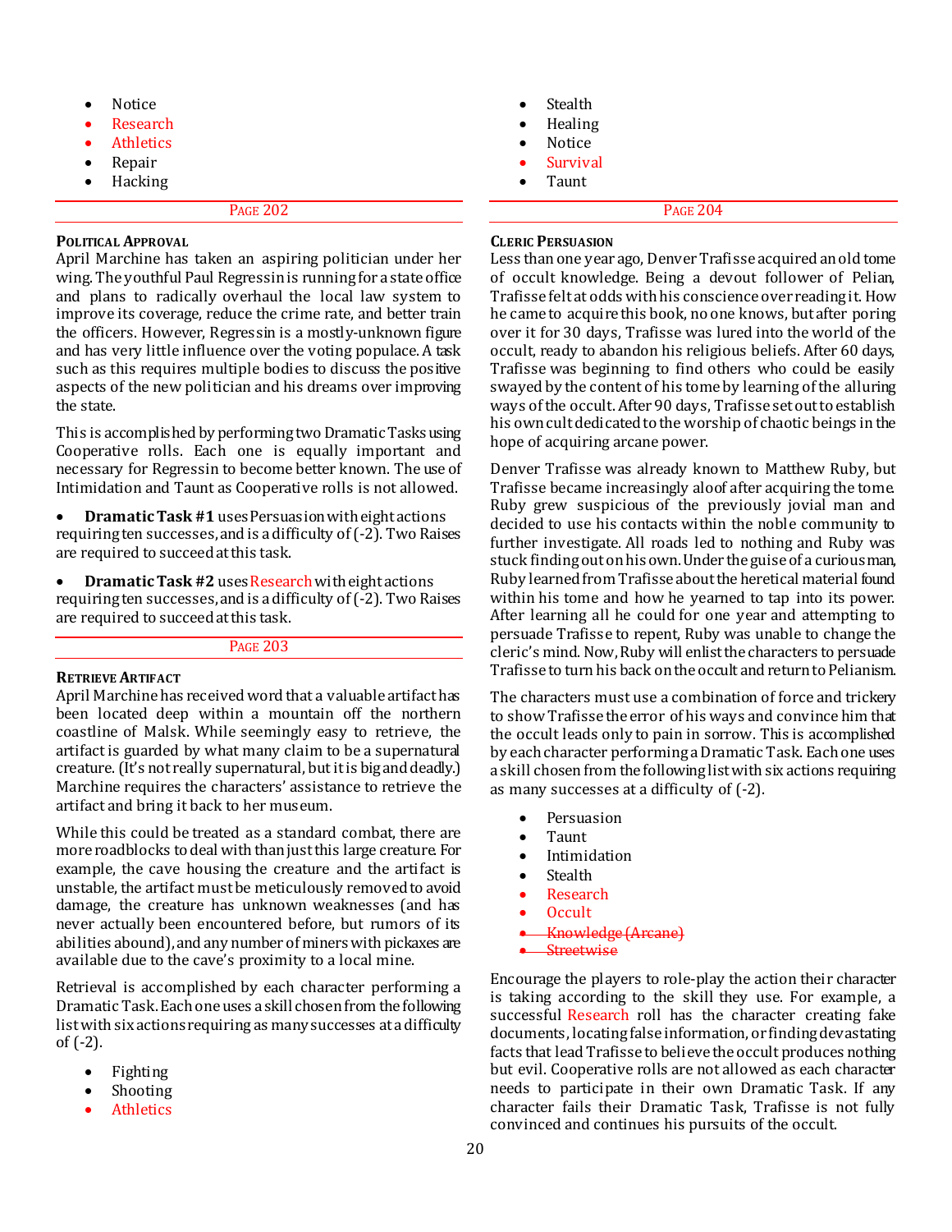- Notice
- Research
- Athletics
- Repair
- Hacking

PAGE 202

**POLITICAL APPROVAL**

April Marchine has taken an aspiring politician under her wing. The youthful Paul Regressin is running for a state office and plans to radically overhaul the local law system to improve its coverage, reduce the crime rate, and better train the officers. However, Regressin is a mostly-unknown figure and has very little influence over the voting populace. A task such as this requires multiple bodies to discuss the positive aspects of the new politician and his dreams over improving the state.

This is accomplished by performing two Dramatic Tasks using Cooperative rolls. Each one is equally important and necessary for Regressin to become better known. The use of Intimidation and Taunt as Cooperative rolls is not allowed.

- **Dramatic Task #1** uses Persuasion with eight actions requiring ten successes, and is a difficulty of (-2). Two Raises are required to succeed at this task.
- **Dramatic Task #2** uses Research with eight actions requiring ten successes, and is a difficulty of (-2). Two Raises are required to succeed at this task.

PAGE 203

**RETRIEVE ARTIFACT**

April Marchine has received word that a valuable artifact has been located deep within a mountain off the northern coastline of Malsk. While seemingly easy to retrieve, the artifact is guarded by what many claim to be a supernatural creature. (It's not really supernatural, but it is big and deadly.) Marchine requires the characters' assistance to retrieve the artifact and bring it back to her museum.

While this could be treated as a standard combat, there are more roadblocks to deal with than just this large creature. For example, the cave housing the creature and the artifact is unstable, the artifact must be meticulously removed to avoid damage, the creature has unknown weaknesses (and has never actually been encountered before, but rumors of its abilities abound), and any number of miners with pickaxes are available due to the cave's proximity to a local mine.

Retrieval is accomplished by each character performing a Dramatic Task. Each one uses a skill chosen from the following list with six actions requiring as many successes at a difficulty of (-2).

- Fighting
- Shooting
- Athletics
- Stealth
- Healing
- Notice
- Survival
- Taunt

PAGE 204

**CLERIC PERSUASION**

Less than one year ago, Denver Trafisse acquired an old tome of occult knowledge. Being a devout follower of Pelian, Trafisse felt at odds with his conscience over reading it. How he came to acquire this book, no one knows, but after poring over it for 30 days, Trafisse was lured into the world of the occult, ready to abandon his religious beliefs. After 60 days, Trafisse was beginning to find others who could be easily swayed by the content of his tome by learning of the alluring ways of the occult. After 90 days, Trafisse set out to establish his own cult dedicated to the worship of chaotic beings in the hope of acquiring arcane power.

Denver Trafisse was already known to Matthew Ruby, but Trafisse became increasingly aloof after acquiring the tome. Ruby grew suspicious of the previously jovial man and decided to use his contacts within the noble community to further investigate. All roads led to nothing and Ruby was stuck finding out on his own. Under the guise of a curious man, Ruby learned from Trafisse about the heretical material found within his tome and how he yearned to tap into its power. After learning all he could for one year and attempting to persuade Trafisse to repent, Ruby was unable to change the cleric's mind. Now, Ruby will enlist the characters to persuade Trafisse to turn his back on the occult and return to Pelianism.

The characters must use a combination of force and trickery to show Trafisse the error of his ways and convince him that the occult leads only to pain in sorrow. This is accomplished by each character performing a Dramatic Task. Each one uses a skill chosen from the following list with six actions requiring as many successes at a difficulty of (-2).

- Persuasion
- Taunt
- Intimidation
- Stealth
- Research
- Occult
- ~~Knowledge (Arcane)~~
- ~~Streetwise~~

Encourage the players to role-play the action their character is taking according to the skill they use. For example, a successful Research roll has the character creating fake documents, locating false information, or finding devastating facts that lead Trafisse to believe the occult produces nothing but evil. Cooperative rolls are not allowed as each character needs to participate in their own Dramatic Task. If any character fails their Dramatic Task, Trafisse is not fully convinced and continues his pursuits of the occult.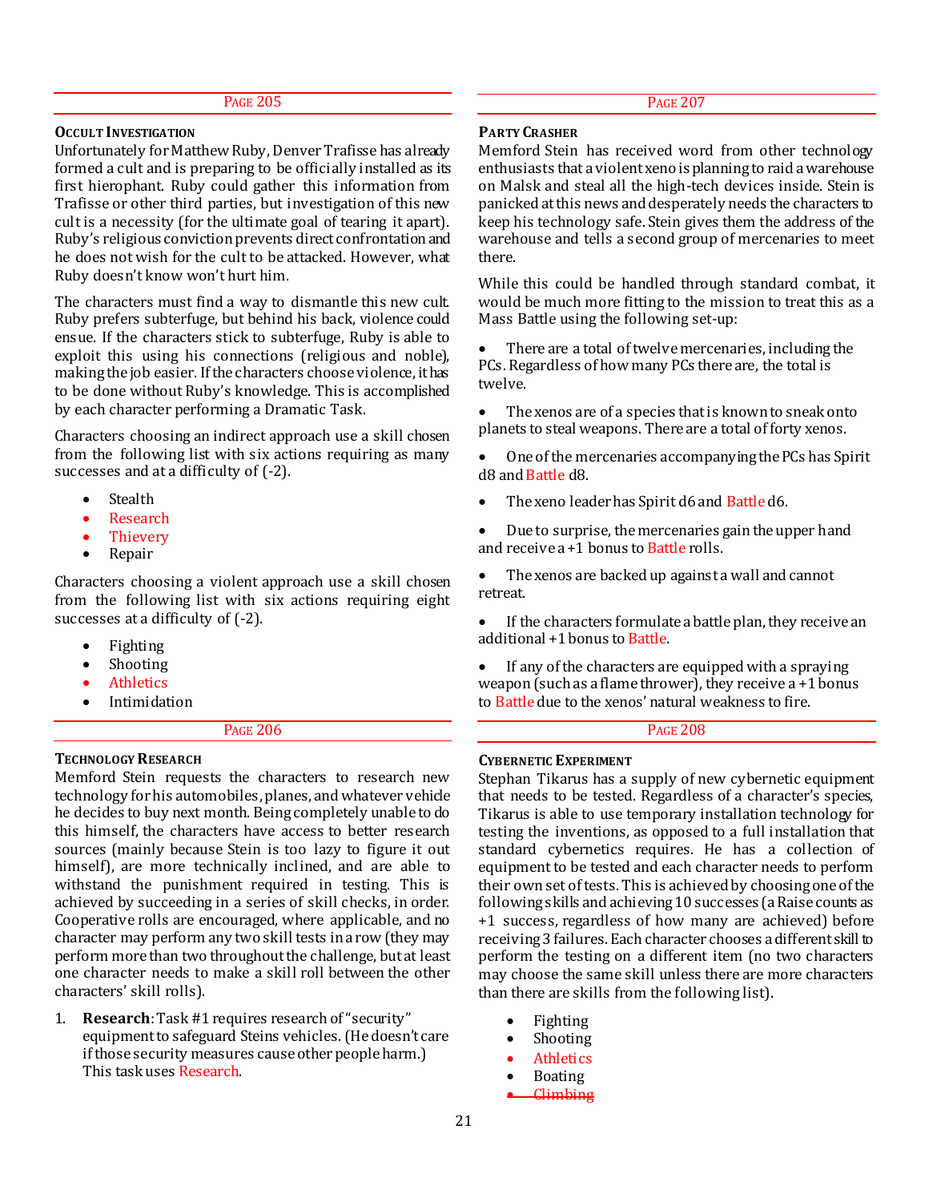## Page 205

### Occult Investigation

Unfortunately for Matthew Ruby, Denver Trafisse has already formed a cult and is preparing to be officially installed as its first hierophant. Ruby could gather this information from Trafisse or other third parties, but investigation of this new cult is a necessity (for the ultimate goal of tearing it apart). Ruby's religious conviction prevents direct confrontation and he does not wish for the cult to be attacked. However, what Ruby doesn't know won't hurt him.

The characters must find a way to dismantle this new cult. Ruby prefers subterfuge, but behind his back, violence could ensue. If the characters stick to subterfuge, Ruby is able to exploit this using his connections (religious and noble), making the job easier. If the characters choose violence, it has to be done without Ruby's knowledge. This is accomplished by each character performing a Dramatic Task.

Characters choosing an indirect approach use a skill chosen from the following list with six actions requiring as many successes and at a difficulty of (-2).

- Stealth
- Research
- Thievery
- Repair

Characters choosing a violent approach use a skill chosen from the following list with six actions requiring eight successes at a difficulty of (-2).

- Fighting
- Shooting
- Athletics
- Intimidation

## Page 206

### Technology Research

Memford Stein requests the characters to research new technology for his automobiles, planes, and whatever vehicle he decides to buy next month. Being completely unable to do this himself, the characters have access to better research sources (mainly because Stein is too lazy to figure it out himself), are more technically inclined, and are able to withstand the punishment required in testing. This is achieved by succeeding in a series of skill checks, in order. Cooperative rolls are encouraged, where applicable, and no character may perform any two skill tests in a row (they may perform more than two throughout the challenge, but at least one character needs to make a skill roll between the other characters' skill rolls).

1. **Research**: Task #1 requires research of "security" equipment to safeguard Steins vehicles. (He doesn't care if those security measures cause other people harm.) This task uses Research.

## Page 207

### Party Crasher

Memford Stein has received word from other technology enthusiasts that a violent xeno is planning to raid a warehouse on Malsk and steal all the high-tech devices inside. Stein is panicked at this news and desperately needs the characters to keep his technology safe. Stein gives them the address of the warehouse and tells a second group of mercenaries to meet there.

While this could be handled through standard combat, it would be much more fitting to the mission to treat this as a Mass Battle using the following set-up:

- There are a total of twelve mercenaries, including the PCs. Regardless of how many PCs there are, the total is twelve.
- The xenos are of a species that is known to sneak onto planets to steal weapons. There are a total of forty xenos.
- One of the mercenaries accompanying the PCs has Spirit d8 and Battle d8.
- The xeno leader has Spirit d6 and Battle d6.
- Due to surprise, the mercenaries gain the upper hand and receive a +1 bonus to Battle rolls.
- The xenos are backed up against a wall and cannot retreat.
- If the characters formulate a battle plan, they receive an additional +1 bonus to Battle.
- If any of the characters are equipped with a spraying weapon (such as a flamethrower), they receive a +1 bonus to Battle due to the xenos' natural weakness to fire.

## Page 208

### Cybernetic Experiment

Stephan Tikarus has a supply of new cybernetic equipment that needs to be tested. Regardless of a character's species, Tikarus is able to use temporary installation technology for testing the inventions, as opposed to a full installation that standard cybernetics requires. He has a collection of equipment to be tested and each character needs to perform their own set of tests. This is achieved by choosing one of the following skills and achieving 10 successes (a Raise counts as +1 success, regardless of how many are achieved) before receiving 3 failures. Each character chooses a different skill to perform the testing on a different item (no two characters may choose the same skill unless there are more characters than there are skills from the following list).

- Fighting
- Shooting
- Athletics
- Boating
- ~~Climbing~~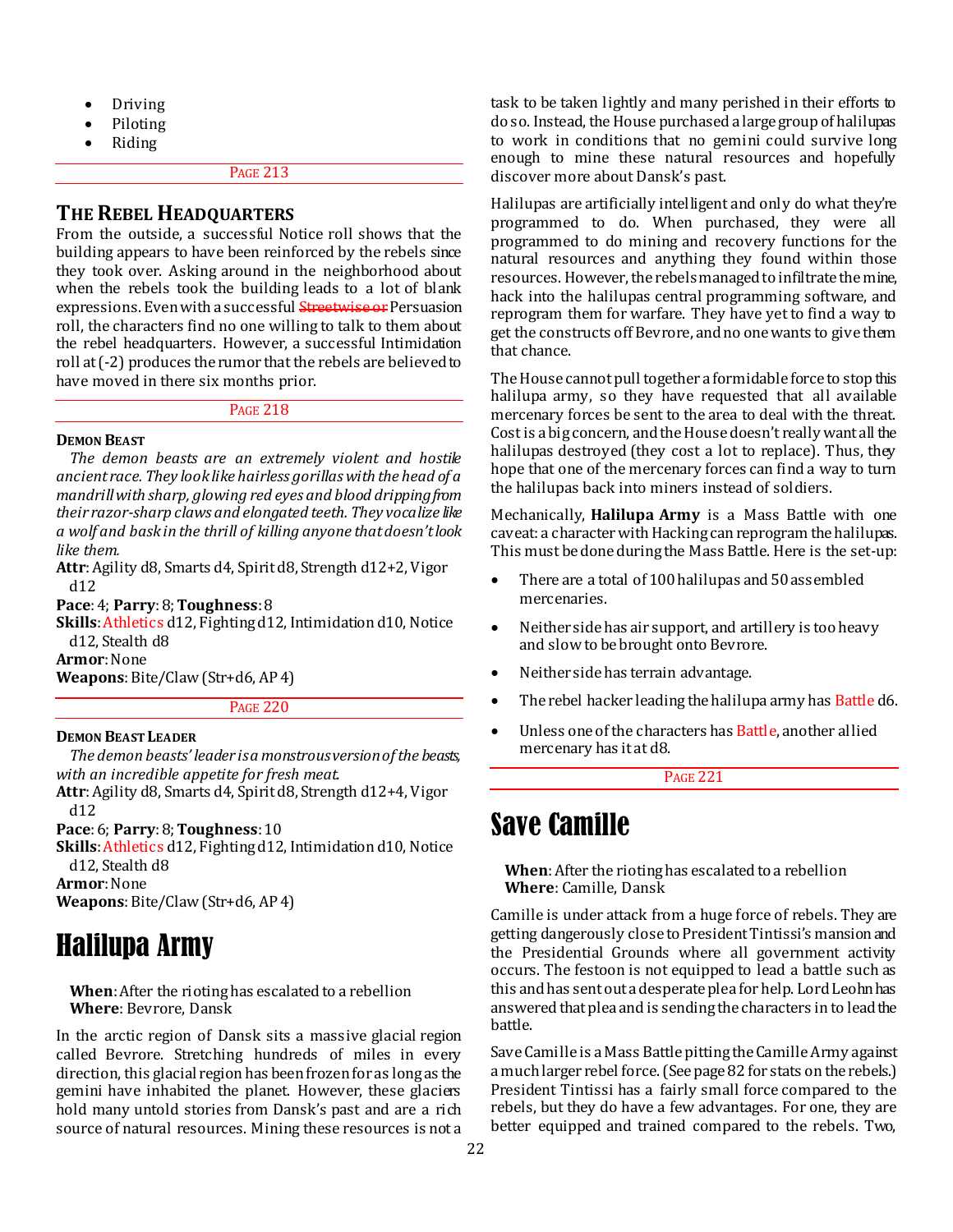- Driving
- Piloting
- Riding

PAGE 213

## The Rebel Headquarters

From the outside, a successful Notice roll shows that the building appears to have been reinforced by the rebels since they took over. Asking around in the neighborhood about when the rebels took the building leads to a lot of blank expressions. Even with a successful ~~Streetwise or~~ Persuasion roll, the characters find no one willing to talk to them about the rebel headquarters. However, a successful Intimidation roll at (-2) produces the rumor that the rebels are believed to have moved in there six months prior.

PAGE 218

#### Demon Beast

*The demon beasts are an extremely violent and hostile ancient race. They look like hairless gorillas with the head of a mandrill with sharp, glowing red eyes and blood dripping from their razor-sharp claws and elongated teeth. They vocalize like a wolf and bask in the thrill of killing anyone that doesn't look like them.*

**Attr**: Agility d8, Smarts d4, Spirit d8, Strength d12+2, Vigor d12

**Pace**: 4; **Parry**: 8; **Toughness**: 8

**Skills**: Athletics d12, Fighting d12, Intimidation d10, Notice d12, Stealth d8

**Armor**: None

**Weapons**: Bite/Claw (Str+d6, AP 4)

PAGE 220

#### Demon Beast Leader

*The demon beasts' leader is a monstrous version of the beasts, with an incredible appetite for fresh meat.*

**Attr**: Agility d8, Smarts d4, Spirit d8, Strength d12+4, Vigor d12

**Pace**: 6; **Parry**: 8; **Toughness**: 10

**Skills**: Athletics d12, Fighting d12, Intimidation d10, Notice d12, Stealth d8

**Armor**: None

**Weapons**: Bite/Claw (Str+d6, AP 4)

# Halilupa Army

**When**: After the rioting has escalated to a rebellion
**Where**: Bevrore, Dansk

In the arctic region of Dansk sits a massive glacial region called Bevrore. Stretching hundreds of miles in every direction, this glacial region has been frozen for as long as the gemini have inhabited the planet. However, these glaciers hold many untold stories from Dansk's past and are a rich source of natural resources. Mining these resources is not a task to be taken lightly and many perished in their efforts to do so. Instead, the House purchased a large group of halilupas to work in conditions that no gemini could survive long enough to mine these natural resources and hopefully discover more about Dansk's past.

Halilupas are artificially intelligent and only do what they're programmed to do. When purchased, they were all programmed to do mining and recovery functions for the natural resources and anything they found within those resources. However, the rebels managed to infiltrate the mine, hack into the halilupas central programming software, and reprogram them for warfare. They have yet to find a way to get the constructs off Bevrore, and no one wants to give them that chance.

The House cannot pull together a formidable force to stop this halilupa army, so they have requested that all available mercenary forces be sent to the area to deal with the threat. Cost is a big concern, and the House doesn't really want all the halilupas destroyed (they cost a lot to replace). Thus, they hope that one of the mercenary forces can find a way to turn the halilupas back into miners instead of soldiers.

Mechanically, **Halilupa Army** is a Mass Battle with one caveat: a character with Hacking can reprogram the halilupas. This must be done during the Mass Battle. Here is the set-up:

- There are a total of 100 halilupas and 50 assembled mercenaries.
- Neither side has air support, and artillery is too heavy and slow to be brought onto Bevrore.
- Neither side has terrain advantage.
- The rebel hacker leading the halilupa army has Battle d6.
- Unless one of the characters has Battle, another allied mercenary has it at d8.

PAGE 221

# Save Camille

**When**: After the rioting has escalated to a rebellion
**Where**: Camille, Dansk

Camille is under attack from a huge force of rebels. They are getting dangerously close to President Tintissi's mansion and the Presidential Grounds where all government activity occurs. The festoon is not equipped to lead a battle such as this and has sent out a desperate plea for help. Lord Leohn has answered that plea and is sending the characters in to lead the battle.

Save Camille is a Mass Battle pitting the Camille Army against a much larger rebel force. (See page 82 for stats on the rebels.) President Tintissi has a fairly small force compared to the rebels, but they do have a few advantages. For one, they are better equipped and trained compared to the rebels. Two,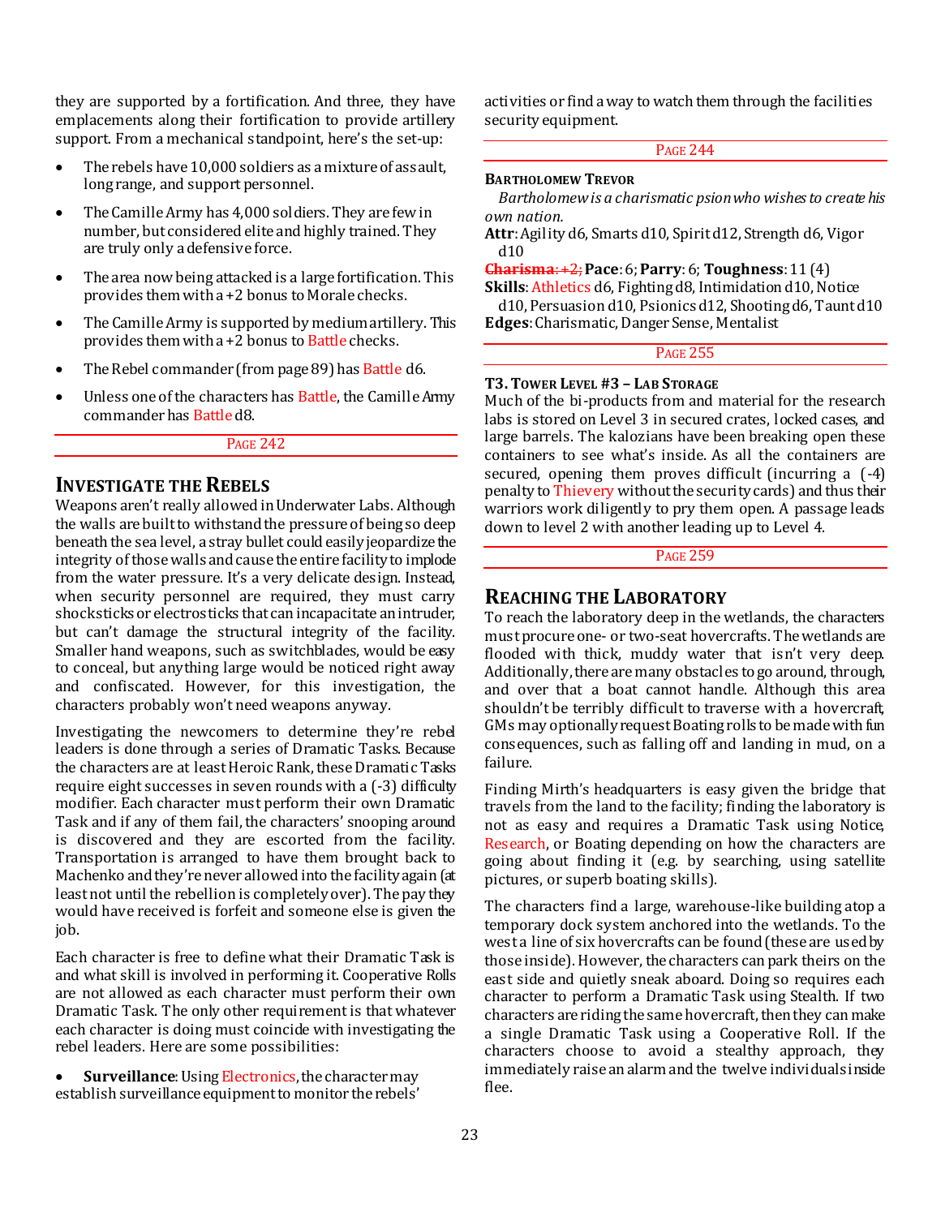they are supported by a fortification. And three, they have emplacements along their fortification to provide artillery support. From a mechanical standpoint, here's the set-up:

- The rebels have 10,000 soldiers as a mixture of assault, long range, and support personnel.
- The Camille Army has 4,000 soldiers. They are few in number, but considered elite and highly trained. They are truly only a defensive force.
- The area now being attacked is a large fortification. This provides them with a +2 bonus to Morale checks.
- The Camille Army is supported by medium artillery. This provides them with a +2 bonus to Battle checks.
- The Rebel commander (from page 89) has Battle d6.
- Unless one of the characters has Battle, the Camille Army commander has Battle d8.

PAGE 242

## Investigate the Rebels

Weapons aren't really allowed in Underwater Labs. Although the walls are built to withstand the pressure of being so deep beneath the sea level, a stray bullet could easily jeopardize the integrity of those walls and cause the entire facility to implode from the water pressure. It's a very delicate design. Instead, when security personnel are required, they must carry shocksticks or electrosticks that can incapacitate an intruder, but can't damage the structural integrity of the facility. Smaller hand weapons, such as switchblades, would be easy to conceal, but anything large would be noticed right away and confiscated. However, for this investigation, the characters probably won't need weapons anyway.

Investigating the newcomers to determine they're rebel leaders is done through a series of Dramatic Tasks. Because the characters are at least Heroic Rank, these Dramatic Tasks require eight successes in seven rounds with a (-3) difficulty modifier. Each character must perform their own Dramatic Task and if any of them fail, the characters' snooping around is discovered and they are escorted from the facility. Transportation is arranged to have them brought back to Machenko and they're never allowed into the facility again (at least not until the rebellion is completely over). The pay they would have received is forfeit and someone else is given the job.

Each character is free to define what their Dramatic Task is and what skill is involved in performing it. Cooperative Rolls are not allowed as each character must perform their own Dramatic Task. The only other requirement is that whatever each character is doing must coincide with investigating the rebel leaders. Here are some possibilities:

- **Surveillance**: Using Electronics, the character may establish surveillance equipment to monitor the rebels' activities or find a way to watch them through the facilities security equipment.

PAGE 244

**Bartholomew Trevor**

*Bartholomew is a charismatic psion who wishes to create his own nation.*

**Attr**: Agility d6, Smarts d10, Spirit d12, Strength d6, Vigor d10

~~**Charisma**: +2;~~ **Pace**: 6; **Parry**: 6; **Toughness**: 11 (4)

**Skills**: Athletics d6, Fighting d8, Intimidation d10, Notice d10, Persuasion d10, Psionics d12, Shooting d6, Taunt d10

**Edges**: Charismatic, Danger Sense, Mentalist

PAGE 255

**T3. Tower Level #3 – Lab Storage**

Much of the bi-products from and material for the research labs is stored on Level 3 in secured crates, locked cases, and large barrels. The kalozians have been breaking open these containers to see what's inside. As all the containers are secured, opening them proves difficult (incurring a (-4) penalty to Thievery without the security cards) and thus their warriors work diligently to pry them open. A passage leads down to level 2 with another leading up to Level 4.

PAGE 259

## Reaching the Laboratory

To reach the laboratory deep in the wetlands, the characters must procure one- or two-seat hovercrafts. The wetlands are flooded with thick, muddy water that isn't very deep. Additionally, there are many obstacles to go around, through, and over that a boat cannot handle. Although this area shouldn't be terribly difficult to traverse with a hovercraft, GMs may optionally request Boating rolls to be made with fun consequences, such as falling off and landing in mud, on a failure.

Finding Mirth's headquarters is easy given the bridge that travels from the land to the facility; finding the laboratory is not as easy and requires a Dramatic Task using Notice, Research, or Boating depending on how the characters are going about finding it (e.g. by searching, using satellite pictures, or superb boating skills).

The characters find a large, warehouse-like building atop a temporary dock system anchored into the wetlands. To the west a line of six hovercrafts can be found (these are used by those inside). However, the characters can park theirs on the east side and quietly sneak aboard. Doing so requires each character to perform a Dramatic Task using Stealth. If two characters are riding the same hovercraft, then they can make a single Dramatic Task using a Cooperative Roll. If the characters choose to avoid a stealthy approach, they immediately raise an alarm and the twelve individuals inside flee.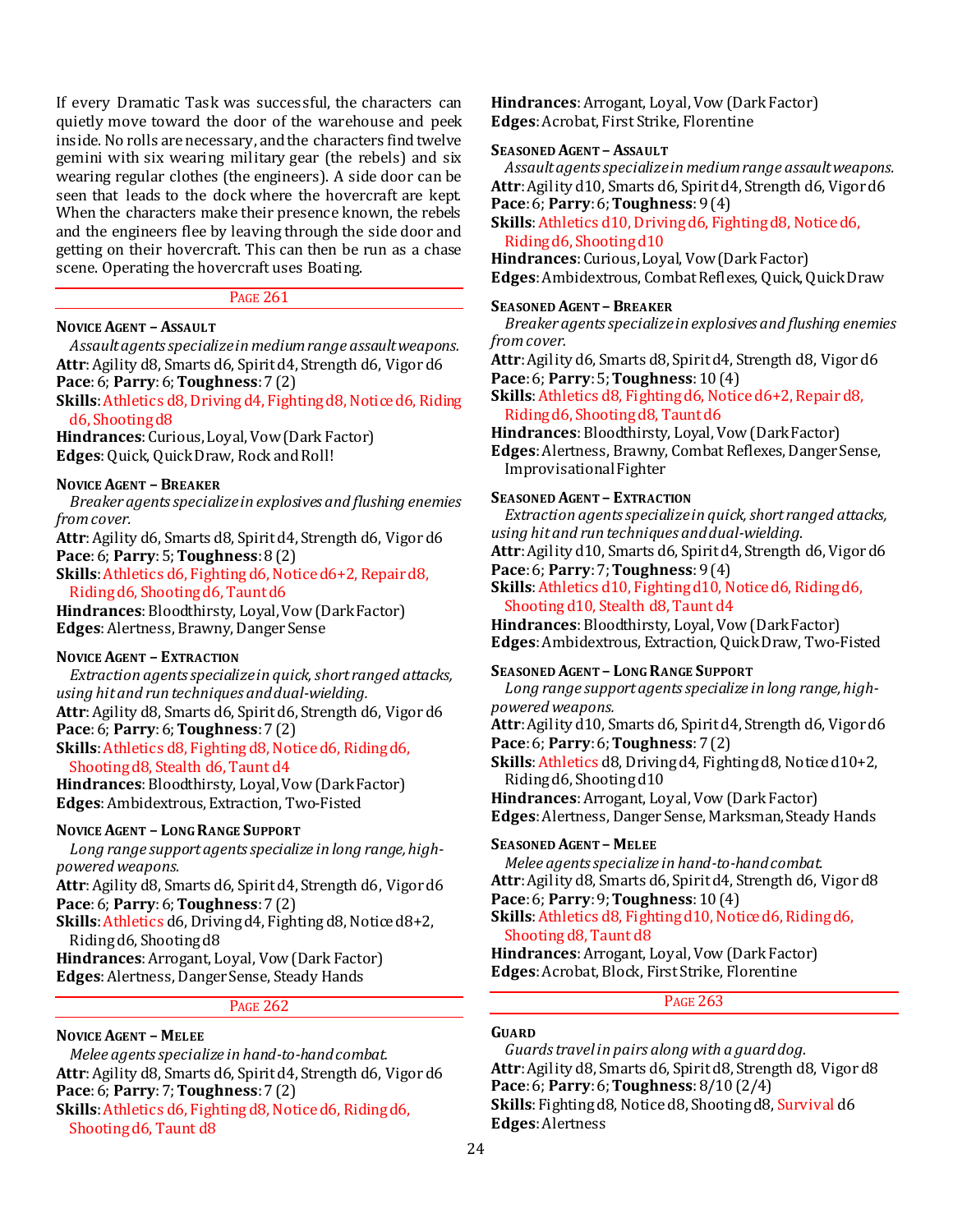If every Dramatic Task was successful, the characters can quietly move toward the door of the warehouse and peek inside. No rolls are necessary, and the characters find twelve gemini with six wearing military gear (the rebels) and six wearing regular clothes (the engineers). A side door can be seen that leads to the dock where the hovercraft are kept. When the characters make their presence known, the rebels and the engineers flee by leaving through the side door and getting on their hovercraft. This can then be run as a chase scene. Operating the hovercraft uses Boating.

## Page 261

### Novice Agent – Assault

*Assault agents specialize in medium range assault weapons.*

**Attr**: Agility d8, Smarts d6, Spirit d4, Strength d6, Vigor d6
**Pace**: 6; **Parry**: 6; **Toughness**: 7 (2)
**Skills**: Athletics d8, Driving d4, Fighting d8, Notice d6, Riding d6, Shooting d8
**Hindrances**: Curious, Loyal, Vow (Dark Factor)
**Edges**: Quick, Quick Draw, Rock and Roll!

### Novice Agent – Breaker

*Breaker agents specialize in explosives and flushing enemies from cover.*

**Attr**: Agility d6, Smarts d8, Spirit d4, Strength d6, Vigor d6
**Pace**: 6; **Parry**: 5; **Toughness**: 8 (2)
**Skills**: Athletics d6, Fighting d6, Notice d6+2, Repair d8, Riding d6, Shooting d6, Taunt d6
**Hindrances**: Bloodthirsty, Loyal, Vow (Dark Factor)
**Edges**: Alertness, Brawny, Danger Sense

### Novice Agent – Extraction

*Extraction agents specialize in quick, short ranged attacks, using hit and run techniques and dual-wielding.*

**Attr**: Agility d8, Smarts d6, Spirit d6, Strength d6, Vigor d6
**Pace**: 6; **Parry**: 6; **Toughness**: 7 (2)
**Skills**: Athletics d8, Fighting d8, Notice d6, Riding d6, Shooting d8, Stealth d6, Taunt d4
**Hindrances**: Bloodthirsty, Loyal, Vow (Dark Factor)
**Edges**: Ambidextrous, Extraction, Two-Fisted

### Novice Agent – Long Range Support

*Long range support agents specialize in long range, high-powered weapons.*

**Attr**: Agility d8, Smarts d6, Spirit d4, Strength d6, Vigor d6
**Pace**: 6; **Parry**: 6; **Toughness**: 7 (2)
**Skills**: Athletics d6, Driving d4, Fighting d8, Notice d8+2, Riding d6, Shooting d8
**Hindrances**: Arrogant, Loyal, Vow (Dark Factor)
**Edges**: Alertness, Danger Sense, Steady Hands

## Page 262

### Novice Agent – Melee

*Melee agents specialize in hand-to-hand combat.*

**Attr**: Agility d8, Smarts d6, Spirit d4, Strength d6, Vigor d6
**Pace**: 6; **Parry**: 7; **Toughness**: 7 (2)
**Skills**: Athletics d6, Fighting d8, Notice d6, Riding d6, Shooting d6, Taunt d8
**Hindrances**: Arrogant, Loyal, Vow (Dark Factor)
**Edges**: Acrobat, First Strike, Florentine

### Seasoned Agent – Assault

*Assault agents specialize in medium range assault weapons.*

**Attr**: Agility d10, Smarts d6, Spirit d4, Strength d6, Vigor d6
**Pace**: 6; **Parry**: 6; **Toughness**: 9 (4)
**Skills**: Athletics d10, Driving d6, Fighting d8, Notice d6, Riding d6, Shooting d10
**Hindrances**: Curious, Loyal, Vow (Dark Factor)
**Edges**: Ambidextrous, Combat Reflexes, Quick, Quick Draw

### Seasoned Agent – Breaker

*Breaker agents specialize in explosives and flushing enemies from cover.*

**Attr**: Agility d6, Smarts d8, Spirit d4, Strength d8, Vigor d6
**Pace**: 6; **Parry**: 5; **Toughness**: 10 (4)
**Skills**: Athletics d8, Fighting d6, Notice d6+2, Repair d8, Riding d6, Shooting d8, Taunt d6
**Hindrances**: Bloodthirsty, Loyal, Vow (Dark Factor)
**Edges**: Alertness, Brawny, Combat Reflexes, Danger Sense, Improvisational Fighter

### Seasoned Agent – Extraction

*Extraction agents specialize in quick, short ranged attacks, using hit and run techniques and dual-wielding.*

**Attr**: Agility d10, Smarts d6, Spirit d4, Strength d6, Vigor d6
**Pace**: 6; **Parry**: 7; **Toughness**: 9 (4)
**Skills**: Athletics d10, Fighting d10, Notice d6, Riding d6, Shooting d10, Stealth d8, Taunt d4
**Hindrances**: Bloodthirsty, Loyal, Vow (Dark Factor)
**Edges**: Ambidextrous, Extraction, Quick Draw, Two-Fisted

### Seasoned Agent – Long Range Support

*Long range support agents specialize in long range, high-powered weapons.*

**Attr**: Agility d10, Smarts d6, Spirit d4, Strength d6, Vigor d6
**Pace**: 6; **Parry**: 6; **Toughness**: 7 (2)
**Skills**: Athletics d8, Driving d4, Fighting d8, Notice d10+2, Riding d6, Shooting d10
**Hindrances**: Arrogant, Loyal, Vow (Dark Factor)
**Edges**: Alertness, Danger Sense, Marksman, Steady Hands

### Seasoned Agent – Melee

*Melee agents specialize in hand-to-hand combat.*

**Attr**: Agility d8, Smarts d6, Spirit d4, Strength d6, Vigor d8
**Pace**: 6; **Parry**: 9; **Toughness**: 10 (4)
**Skills**: Athletics d8, Fighting d10, Notice d6, Riding d6, Shooting d8, Taunt d8
**Hindrances**: Arrogant, Loyal, Vow (Dark Factor)
**Edges**: Acrobat, Block, First Strike, Florentine

## Page 263

### Guard

*Guards travel in pairs along with a guard dog.*

**Attr**: Agility d8, Smarts d6, Spirit d8, Strength d8, Vigor d8
**Pace**: 6; **Parry**: 6; **Toughness**: 8/10 (2/4)
**Skills**: Fighting d8, Notice d8, Shooting d8, Survival d6
**Edges**: Alertness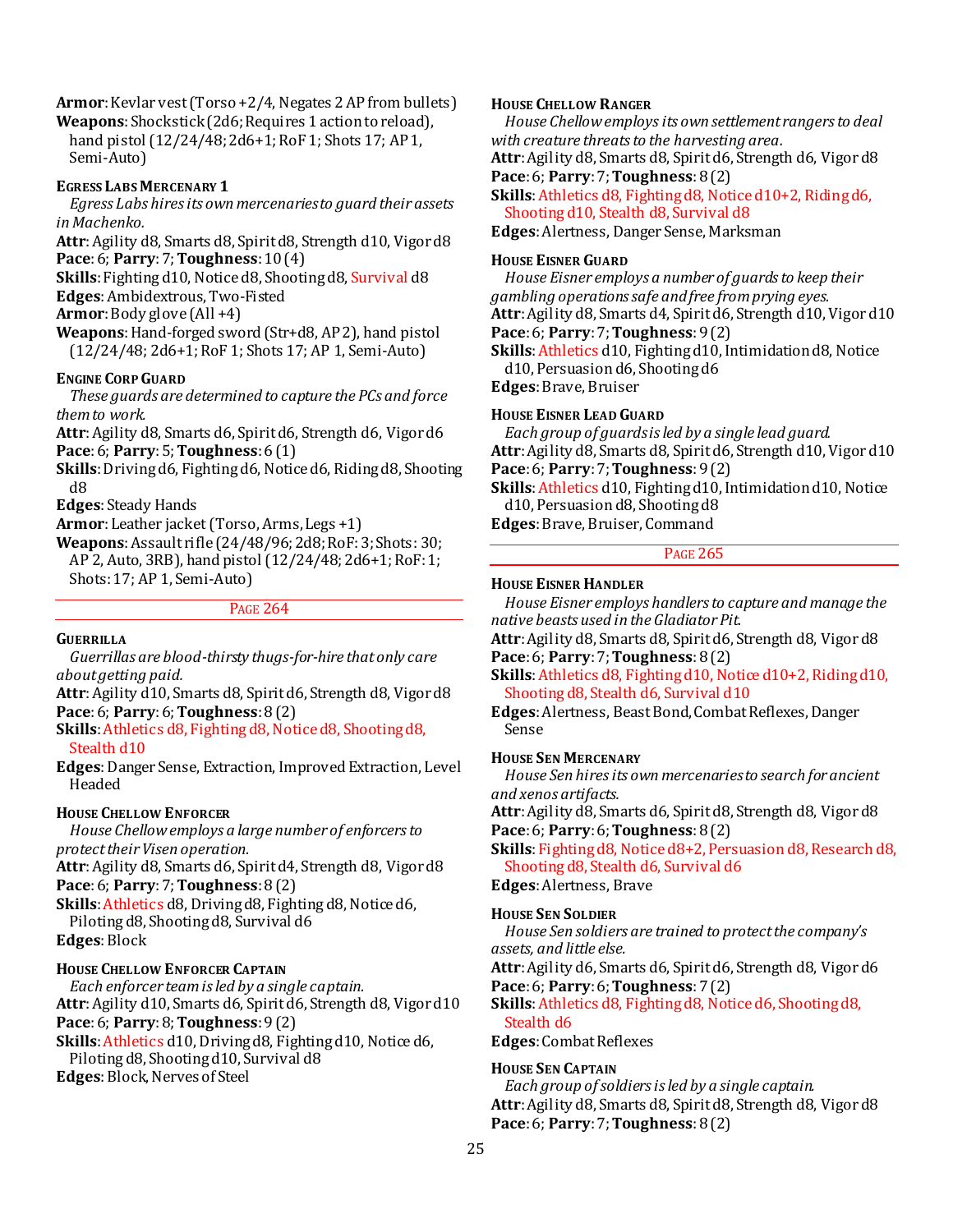**Armor**: Kevlar vest (Torso +2/4, Negates 2 AP from bullets)
**Weapons**: Shockstick (2d6; Requires 1 action to reload), hand pistol (12/24/48; 2d6+1; RoF 1; Shots 17; AP 1, Semi-Auto)

### Egress Labs Mercenary 1

*Egress Labs hires its own mercenaries to guard their assets in Machenko.*

**Attr**: Agility d8, Smarts d8, Spirit d8, Strength d10, Vigor d8
**Pace**: 6; **Parry**: 7; **Toughness**: 10 (4)
**Skills**: Fighting d10, Notice d8, Shooting d8, Survival d8
**Edges**: Ambidextrous, Two-Fisted
**Armor**: Body glove (All +4)
**Weapons**: Hand-forged sword (Str+d8, AP 2), hand pistol (12/24/48; 2d6+1; RoF 1; Shots 17; AP 1, Semi-Auto)

### Engine Corp Guard

*These guards are determined to capture the PCs and force them to work.*

**Attr**: Agility d8, Smarts d6, Spirit d6, Strength d6, Vigor d6
**Pace**: 6; **Parry**: 5; **Toughness**: 6 (1)
**Skills**: Driving d6, Fighting d6, Notice d6, Riding d8, Shooting d8
**Edges**: Steady Hands
**Armor**: Leather jacket (Torso, Arms, Legs +1)
**Weapons**: Assault rifle (24/48/96; 2d8; RoF: 3; Shots: 30; AP 2, Auto, 3RB), hand pistol (12/24/48; 2d6+1; RoF: 1; Shots: 17; AP 1, Semi-Auto)

PAGE 264

### Guerrilla

*Guerrillas are blood-thirsty thugs-for-hire that only care about getting paid.*

**Attr**: Agility d10, Smarts d8, Spirit d6, Strength d8, Vigor d8
**Pace**: 6; **Parry**: 6; **Toughness**: 8 (2)
**Skills**: Athletics d8, Fighting d8, Notice d8, Shooting d8, Stealth d10
**Edges**: Danger Sense, Extraction, Improved Extraction, Level Headed

### House Chellow Enforcer

*House Chellow employs a large number of enforcers to protect their Visen operation.*

**Attr**: Agility d8, Smarts d6, Spirit d4, Strength d8, Vigor d8
**Pace**: 6; **Parry**: 7; **Toughness**: 8 (2)
**Skills**: Athletics d8, Driving d8, Fighting d8, Notice d6, Piloting d8, Shooting d8, Survival d6
**Edges**: Block

### House Chellow Enforcer Captain

*Each enforcer team is led by a single captain.*

**Attr**: Agility d10, Smarts d6, Spirit d6, Strength d8, Vigor d10
**Pace**: 6; **Parry**: 8; **Toughness**: 9 (2)
**Skills**: Athletics d10, Driving d8, Fighting d10, Notice d6, Piloting d8, Shooting d10, Survival d8
**Edges**: Block, Nerves of Steel

### House Chellow Ranger

*House Chellow employs its own settlement rangers to deal with creature threats to the harvesting area.*

**Attr**: Agility d8, Smarts d8, Spirit d6, Strength d6, Vigor d8
**Pace**: 6; **Parry**: 7; **Toughness**: 8 (2)
**Skills**: Athletics d8, Fighting d8, Notice d10+2, Riding d6, Shooting d10, Stealth d8, Survival d8
**Edges**: Alertness, Danger Sense, Marksman

### House Eisner Guard

*House Eisner employs a number of guards to keep their gambling operations safe and free from prying eyes.*

**Attr**: Agility d8, Smarts d4, Spirit d6, Strength d10, Vigor d10
**Pace**: 6; **Parry**: 7; **Toughness**: 9 (2)
**Skills**: Athletics d10, Fighting d10, Intimidation d8, Notice d10, Persuasion d6, Shooting d6
**Edges**: Brave, Bruiser

### House Eisner Lead Guard

*Each group of guards is led by a single lead guard.*

**Attr**: Agility d8, Smarts d8, Spirit d6, Strength d10, Vigor d10
**Pace**: 6; **Parry**: 7; **Toughness**: 9 (2)
**Skills**: Athletics d10, Fighting d10, Intimidation d10, Notice d10, Persuasion d8, Shooting d8
**Edges**: Brave, Bruiser, Command

PAGE 265

### House Eisner Handler

*House Eisner employs handlers to capture and manage the native beasts used in the Gladiator Pit.*

**Attr**: Agility d8, Smarts d8, Spirit d6, Strength d8, Vigor d8
**Pace**: 6; **Parry**: 7; **Toughness**: 8 (2)
**Skills**: Athletics d8, Fighting d10, Notice d10+2, Riding d10, Shooting d8, Stealth d6, Survival d10
**Edges**: Alertness, Beast Bond, Combat Reflexes, Danger Sense

### House Sen Mercenary

*House Sen hires its own mercenaries to search for ancient and xenos artifacts.*

**Attr**: Agility d8, Smarts d6, Spirit d8, Strength d8, Vigor d8
**Pace**: 6; **Parry**: 6; **Toughness**: 8 (2)
**Skills**: Fighting d8, Notice d8+2, Persuasion d8, Research d8, Shooting d8, Stealth d6, Survival d6
**Edges**: Alertness, Brave

### House Sen Soldier

*House Sen soldiers are trained to protect the company's assets, and little else.*

**Attr**: Agility d6, Smarts d6, Spirit d6, Strength d8, Vigor d6
**Pace**: 6; **Parry**: 6; **Toughness**: 7 (2)
**Skills**: Athletics d8, Fighting d8, Notice d6, Shooting d8, Stealth d6
**Edges**: Combat Reflexes

### House Sen Captain

*Each group of soldiers is led by a single captain.*

**Attr**: Agility d8, Smarts d8, Spirit d8, Strength d8, Vigor d8
**Pace**: 6; **Parry**: 7; **Toughness**: 8 (2)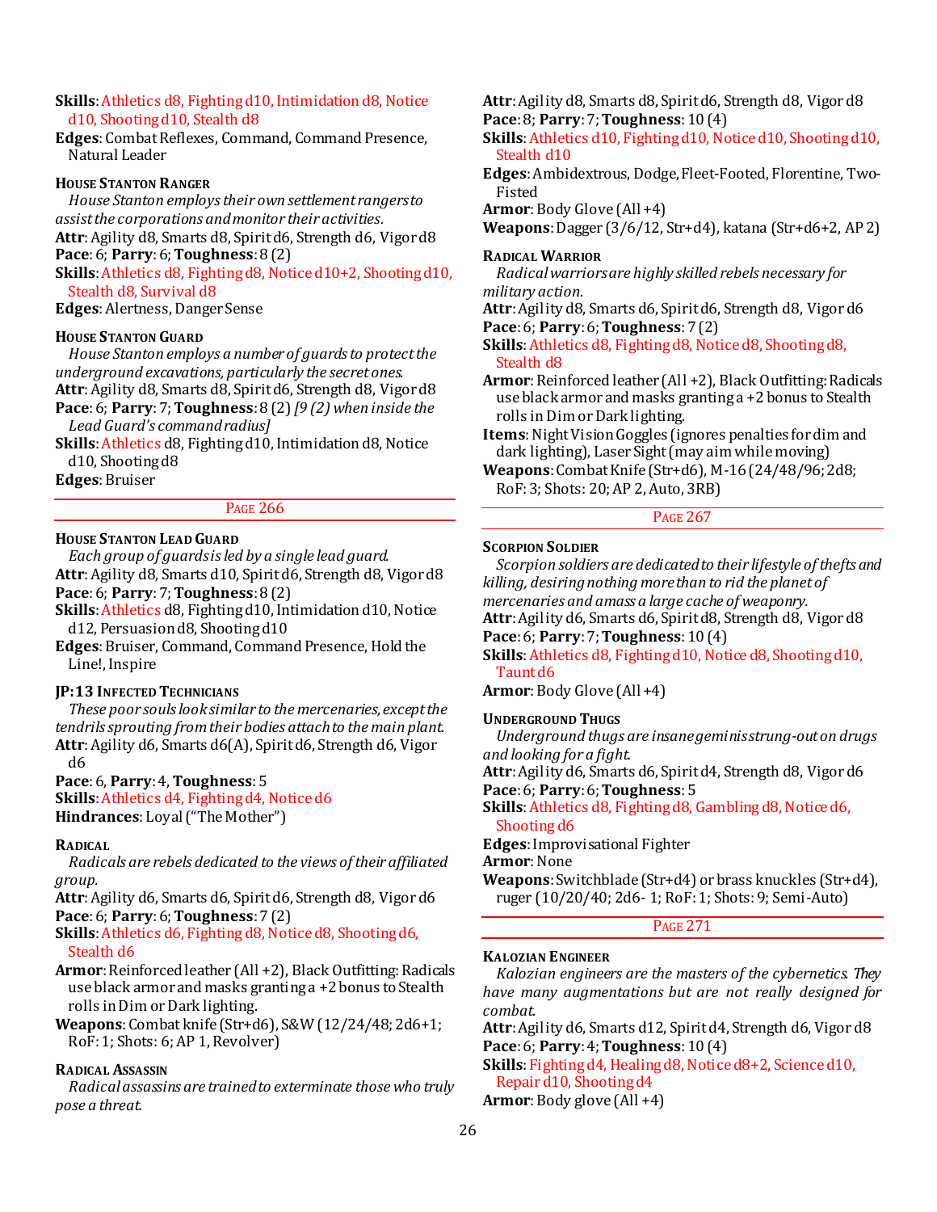**Skills**: Athletics d8, Fighting d10, Intimidation d8, Notice d10, Shooting d10, Stealth d8

**Edges**: Combat Reflexes, Command, Command Presence, Natural Leader

### House Stanton Ranger

*House Stanton employs their own settlement rangers to assist the corporations and monitor their activities.*

**Attr**: Agility d8, Smarts d8, Spirit d6, Strength d6, Vigor d8

**Pace**: 6; **Parry**: 6; **Toughness**: 8 (2)

**Skills**: Athletics d8, Fighting d8, Notice d10+2, Shooting d10, Stealth d8, Survival d8

**Edges**: Alertness, Danger Sense

### House Stanton Guard

*House Stanton employs a number of guards to protect the underground excavations, particularly the secret ones.*

**Attr**: Agility d8, Smarts d8, Spirit d6, Strength d8, Vigor d8

**Pace**: 6; **Parry**: 7; **Toughness**: 8 (2) *[9 (2) when inside the Lead Guard's command radius]*

**Skills**: Athletics d8, Fighting d10, Intimidation d8, Notice d10, Shooting d8

**Edges**: Bruiser

## Page 266

### House Stanton Lead Guard

*Each group of guards is led by a single lead guard.*

**Attr**: Agility d8, Smarts d10, Spirit d6, Strength d8, Vigor d8

**Pace**: 6; **Parry**: 7; **Toughness**: 8 (2)

**Skills**: Athletics d8, Fighting d10, Intimidation d10, Notice d12, Persuasion d8, Shooting d10

**Edges**: Bruiser, Command, Command Presence, Hold the Line!, Inspire

### JP:13 Infected Technicians

*These poor souls look similar to the mercenaries, except the tendrils sprouting from their bodies attach to the main plant.*

**Attr**: Agility d6, Smarts d6(A), Spirit d6, Strength d6, Vigor d6

**Pace**: 6, **Parry**: 4, **Toughness**: 5

**Skills**: Athletics d4, Fighting d4, Notice d6

**Hindrances**: Loyal ("The Mother")

### Radical

*Radicals are rebels dedicated to the views of their affiliated group.*

**Attr**: Agility d6, Smarts d6, Spirit d6, Strength d8, Vigor d6

**Pace**: 6; **Parry**: 6; **Toughness**: 7 (2)

**Skills**: Athletics d6, Fighting d8, Notice d8, Shooting d6, Stealth d6

**Armor**: Reinforced leather (All +2), Black Outfitting: Radicals use black armor and masks granting a +2 bonus to Stealth rolls in Dim or Dark lighting.

**Weapons**: Combat knife (Str+d6), S&W (12/24/48; 2d6+1; RoF: 1; Shots: 6; AP 1, Revolver)

### Radical Assassin

*Radical assassins are trained to exterminate those who truly pose a threat.*

**Attr**: Agility d8, Smarts d8, Spirit d6, Strength d8, Vigor d8

**Pace**: 8; **Parry**: 7; **Toughness**: 10 (4)

**Skills**: Athletics d10, Fighting d10, Notice d10, Shooting d10, Stealth d10

**Edges**: Ambidextrous, Dodge, Fleet-Footed, Florentine, Two-Fisted

**Armor**: Body Glove (All +4)

**Weapons**: Dagger (3/6/12, Str+d4), katana (Str+d6+2, AP 2)

### Radical Warrior

*Radical warriors are highly skilled rebels necessary for military action.*

**Attr**: Agility d8, Smarts d6, Spirit d6, Strength d8, Vigor d6

**Pace**: 6; **Parry**: 6; **Toughness**: 7 (2)

**Skills**: Athletics d8, Fighting d8, Notice d8, Shooting d8, Stealth d8

**Armor**: Reinforced leather (All +2), Black Outfitting: Radicals use black armor and masks granting a +2 bonus to Stealth rolls in Dim or Dark lighting.

**Items**: Night Vision Goggles (ignores penalties for dim and dark lighting), Laser Sight (may aim while moving)

**Weapons**: Combat Knife (Str+d6), M-16 (24/48/96; 2d8; RoF: 3; Shots: 20; AP 2, Auto, 3RB)

## Page 267

### Scorpion Soldier

*Scorpion soldiers are dedicated to their lifestyle of thefts and killing, desiring nothing more than to rid the planet of mercenaries and amass a large cache of weaponry.*

**Attr**: Agility d6, Smarts d6, Spirit d8, Strength d8, Vigor d8

**Pace**: 6; **Parry**: 7; **Toughness**: 10 (4)

**Skills**: Athletics d8, Fighting d10, Notice d8, Shooting d10, Taunt d6

**Armor**: Body Glove (All +4)

### Underground Thugs

*Underground thugs are insane geminis strung-out on drugs and looking for a fight.*

**Attr**: Agility d6, Smarts d6, Spirit d4, Strength d8, Vigor d6

**Pace**: 6; **Parry**: 6; **Toughness**: 5

**Skills**: Athletics d8, Fighting d8, Gambling d8, Notice d6, Shooting d6

**Edges**: Improvisational Fighter

**Armor**: None

**Weapons**: Switchblade (Str+d4) or brass knuckles (Str+d4), ruger (10/20/40; 2d6- 1; RoF: 1; Shots: 9; Semi-Auto)

## Page 271

### Kalozian Engineer

*Kalozian engineers are the masters of the cybernetics. They have many augmentations but are not really designed for combat.*

**Attr**: Agility d6, Smarts d12, Spirit d4, Strength d6, Vigor d8

**Pace**: 6; **Parry**: 4; **Toughness**: 10 (4)

**Skills**: Fighting d4, Healing d8, Notice d8+2, Science d10, Repair d10, Shooting d4

**Armor**: Body glove (All +4)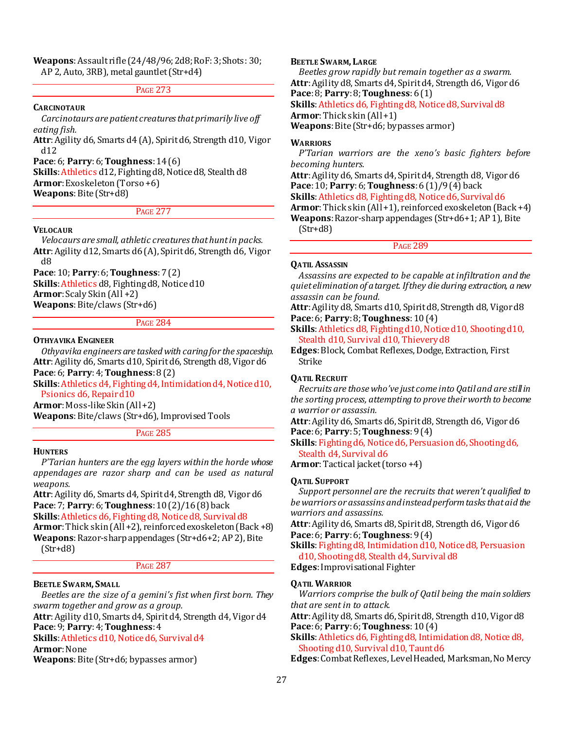**Weapons**: Assault rifle (24/48/96; 2d8; RoF: 3; Shots: 30; AP 2, Auto, 3RB), metal gauntlet (Str+d4)

Page 273

#### Carcinotaur

*Carcinotaurs are patient creatures that primarily live off eating fish.*

**Attr**: Agility d6, Smarts d4 (A), Spirit d6, Strength d10, Vigor d12
**Pace**: 6; **Parry**: 6; **Toughness**: 14 (6)
**Skills**: Athletics d12, Fighting d8, Notice d8, Stealth d8
**Armor**: Exoskeleton (Torso +6)
**Weapons**: Bite (Str+d8)

Page 277

#### Velocaur

*Velocaurs are small, athletic creatures that hunt in packs.*

**Attr**: Agility d12, Smarts d6 (A), Spirit d6, Strength d6, Vigor d8
**Pace**: 10; **Parry**: 6; **Toughness**: 7 (2)
**Skills**: Athletics d8, Fighting d8, Notice d10
**Armor**: Scaly Skin (All +2)
**Weapons**: Bite/claws (Str+d6)

Page 284

#### Othyavika Engineer

*Othyavika engineers are tasked with caring for the spaceship.*

**Attr**: Agility d6, Smarts d10, Spirit d6, Strength d8, Vigor d6
**Pace**: 6; **Parry**: 4; **Toughness**: 8 (2)
**Skills**: Athletics d6, Fighting d4, Intimidation d4, Notice d10, Psionics d6, Repair d10
**Armor**: Moss-like Skin (All +2)
**Weapons**: Bite/claws (Str+d6), Improvised Tools

Page 285

#### Hunters

*P'Tarian hunters are the egg layers within the horde whose appendages are razor sharp and can be used as natural weapons.*

**Attr**: Agility d6, Smarts d4, Spirit d4, Strength d8, Vigor d6
**Pace**: 7; **Parry**: 6; **Toughness**: 10 (2)/16 (8) back
**Skills**: Athletics d6, Fighting d8, Notice d8, Survival d8
**Armor**: Thick skin (All +2), reinforced exoskeleton (Back +8)
**Weapons**: Razor-sharp appendages (Str+d6+2; AP 2), Bite (Str+d8)

Page 287

#### Beetle Swarm, Small

*Beetles are the size of a gemini's fist when first born. They swarm together and grow as a group.*

**Attr**: Agility d10, Smarts d4, Spirit d4, Strength d4, Vigor d4
**Pace**: 9; **Parry**: 4; **Toughness**: 4
**Skills**: Athletics d10, Notice d6, Survival d4
**Armor**: None
**Weapons**: Bite (Str+d6; bypasses armor)

#### Beetle Swarm, Large

*Beetles grow rapidly but remain together as a swarm.*

**Attr**: Agility d8, Smarts d4, Spirit d4, Strength d6, Vigor d6
**Pace**: 8; **Parry**: 8; **Toughness**: 6 (1)
**Skills**: Athletics d6, Fighting d8, Notice d8, Survival d8
**Armor**: Thick skin (All +1)
**Weapons**: Bite (Str+d6; bypasses armor)

#### Warriors

*P'Tarian warriors are the xeno's basic fighters before becoming hunters.*

**Attr**: Agility d6, Smarts d4, Spirit d4, Strength d8, Vigor d6
**Pace**: 10; **Parry**: 6; **Toughness**: 6 (1)/9 (4) back
**Skills**: Athletics d8, Fighting d8, Notice d6, Survival d6
**Armor**: Thick skin (All +1), reinforced exoskeleton (Back +4)
**Weapons**: Razor-sharp appendages (Str+d6+1; AP 1), Bite (Str+d8)

Page 289

#### Qatil Assassin

*Assassins are expected to be capable at infiltration and the quiet elimination of a target. If they die during extraction, a new assassin can be found.*

**Attr**: Agility d8, Smarts d10, Spirit d8, Strength d8, Vigor d8
**Pace**: 6; **Parry**: 8; **Toughness**: 10 (4)
**Skills**: Athletics d8, Fighting d10, Notice d10, Shooting d10, Stealth d10, Survival d10, Thievery d8
**Edges**: Block, Combat Reflexes, Dodge, Extraction, First Strike

#### Qatil Recruit

*Recruits are those who've just come into Qatil and are still in the sorting process, attempting to prove their worth to become a warrior or assassin.*

**Attr**: Agility d6, Smarts d6, Spirit d8, Strength d6, Vigor d6
**Pace**: 6; **Parry**: 5; **Toughness**: 9 (4)
**Skills**: Fighting d6, Notice d6, Persuasion d6, Shooting d6, Stealth d4, Survival d6
**Armor**: Tactical jacket (torso +4)

#### Qatil Support

*Support personnel are the recruits that weren't qualified to be warriors or assassins and instead perform tasks that aid the warriors and assassins.*

**Attr**: Agility d6, Smarts d8, Spirit d8, Strength d6, Vigor d6
**Pace**: 6; **Parry**: 6; **Toughness**: 9 (4)
**Skills**: Fighting d8, Intimidation d10, Notice d8, Persuasion d10, Shooting d8, Stealth d4, Survival d8
**Edges**: Improvisational Fighter

#### Qatil Warrior

*Warriors comprise the bulk of Qatil being the main soldiers that are sent in to attack.*

**Attr**: Agility d8, Smarts d6, Spirit d8, Strength d10, Vigor d8
**Pace**: 6; **Parry**: 6; **Toughness**: 10 (4)
**Skills**: Athletics d6, Fighting d8, Intimidation d8, Notice d8, Shooting d10, Survival d10, Taunt d6
**Edges**: Combat Reflexes, Level Headed, Marksman, No Mercy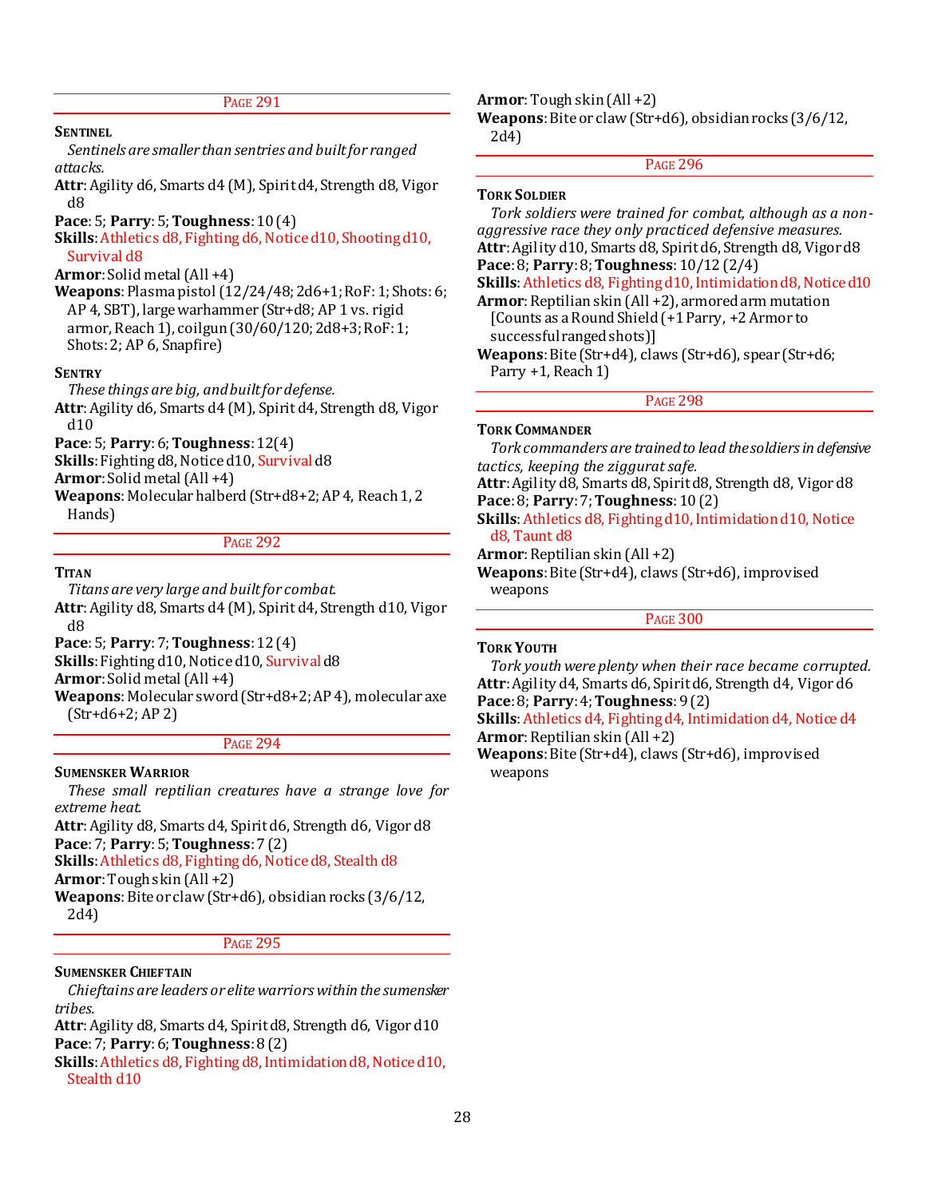Page 291

### Sentinel

*Sentinels are smaller than sentries and built for ranged attacks.*

**Attr**: Agility d6, Smarts d4 (M), Spirit d4, Strength d8, Vigor d8

**Pace**: 5; **Parry**: 5; **Toughness**: 10 (4)

**Skills**: Athletics d8, Fighting d6, Notice d10, Shooting d10, Survival d8

**Armor**: Solid metal (All +4)

**Weapons**: Plasma pistol (12/24/48; 2d6+1; RoF: 1; Shots: 6; AP 4, SBT), large warhammer (Str+d8; AP 1 vs. rigid armor, Reach 1), coilgun (30/60/120; 2d8+3; RoF: 1; Shots: 2; AP 6, Snapfire)

### Sentry

*These things are big, and built for defense.*

**Attr**: Agility d6, Smarts d4 (M), Spirit d4, Strength d8, Vigor d10

**Pace**: 5; **Parry**: 6; **Toughness**: 12(4)

**Skills**: Fighting d8, Notice d10, Survival d8

**Armor**: Solid metal (All +4)

**Weapons**: Molecular halberd (Str+d8+2; AP 4, Reach 1, 2 Hands)

Page 292

### Titan

*Titans are very large and built for combat.*

**Attr**: Agility d8, Smarts d4 (M), Spirit d4, Strength d10, Vigor d8

**Pace**: 5; **Parry**: 7; **Toughness**: 12 (4)

**Skills**: Fighting d10, Notice d10, Survival d8

**Armor**: Solid metal (All +4)

**Weapons**: Molecular sword (Str+d8+2; AP 4), molecular axe (Str+d6+2; AP 2)

Page 294

### Sumensker Warrior

*These small reptilian creatures have a strange love for extreme heat.*

**Attr**: Agility d8, Smarts d4, Spirit d6, Strength d6, Vigor d8

**Pace**: 7; **Parry**: 5; **Toughness**: 7 (2)

**Skills**: Athletics d8, Fighting d6, Notice d8, Stealth d8

**Armor**: Tough skin (All +2)

**Weapons**: Bite or claw (Str+d6), obsidian rocks (3/6/12, 2d4)

Page 295

### Sumensker Chieftain

*Chieftains are leaders or elite warriors within the sumensker tribes.*

**Attr**: Agility d8, Smarts d4, Spirit d8, Strength d6, Vigor d10

**Pace**: 7; **Parry**: 6; **Toughness**: 8 (2)

**Skills**: Athletics d8, Fighting d8, Intimidation d8, Notice d10, Stealth d10

**Armor**: Tough skin (All +2)

**Weapons**: Bite or claw (Str+d6), obsidian rocks (3/6/12, 2d4)

Page 296

### Tork Soldier

*Tork soldiers were trained for combat, although as a non-aggressive race they only practiced defensive measures.*

**Attr**: Agility d10, Smarts d8, Spirit d6, Strength d8, Vigor d8

**Pace**: 8; **Parry**: 8; **Toughness**: 10/12 (2/4)

**Skills**: Athletics d8, Fighting d10, Intimidation d8, Notice d10

**Armor**: Reptilian skin (All +2), armored arm mutation [Counts as a Round Shield (+1 Parry, +2 Armor to successful ranged shots)]

**Weapons**: Bite (Str+d4), claws (Str+d6), spear (Str+d6; Parry +1, Reach 1)

Page 298

### Tork Commander

*Tork commanders are trained to lead the soldiers in defensive tactics, keeping the ziggurat safe.*

**Attr**: Agility d8, Smarts d8, Spirit d8, Strength d8, Vigor d8

**Pace**: 8; **Parry**: 7; **Toughness**: 10 (2)

**Skills**: Athletics d8, Fighting d10, Intimidation d10, Notice d8, Taunt d8

**Armor**: Reptilian skin (All +2)

**Weapons**: Bite (Str+d4), claws (Str+d6), improvised weapons

Page 300

### Tork Youth

*Tork youth were plenty when their race became corrupted.*

**Attr**: Agility d4, Smarts d6, Spirit d6, Strength d4, Vigor d6

**Pace**: 8; **Parry**: 4; **Toughness**: 9 (2)

**Skills**: Athletics d4, Fighting d4, Intimidation d4, Notice d4

**Armor**: Reptilian skin (All +2)

**Weapons**: Bite (Str+d4), claws (Str+d6), improvised weapons